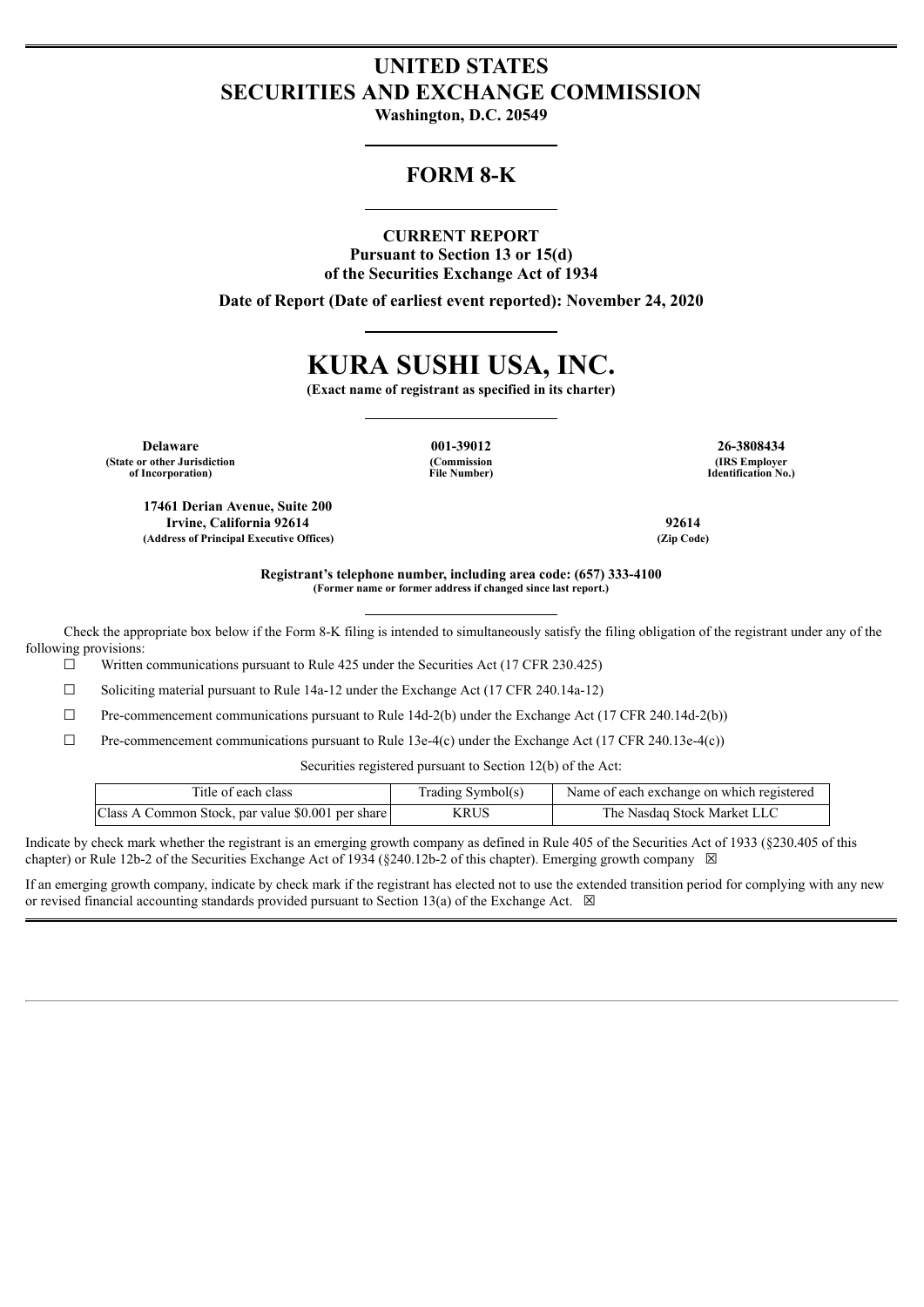# UNITED STATES
# SECURITIES AND EXCHANGE COMMISSION

**Washington, D.C. 20549**

## FORM 8-K

**CURRENT REPORT**
**Pursuant to Section 13 or 15(d)**
**of the Securities Exchange Act of 1934**

**Date of Report (Date of earliest event reported): November 24, 2020**

# KURA SUSHI USA, INC.

**(Exact name of registrant as specified in its charter)**

| **Delaware** | **001-39012** | **26-3808434** |
|---|---|---|
| **(State or other Jurisdiction of Incorporation)** | **(Commission File Number)** | **(IRS Employer Identification No.)** |

| **17461 Derian Avenue, Suite 200**<br>**Irvine, California 92614** | **92614** |
|---|---|
| **(Address of Principal Executive Offices)** | **(Zip Code)** |

**Registrant's telephone number, including area code: (657) 333-4100**
**(Former name or former address if changed since last report.)**

Check the appropriate box below if the Form 8-K filing is intended to simultaneously satisfy the filing obligation of the registrant under any of the following provisions:

☐ Written communications pursuant to Rule 425 under the Securities Act (17 CFR 230.425)

☐ Soliciting material pursuant to Rule 14a-12 under the Exchange Act (17 CFR 240.14a-12)

☐ Pre-commencement communications pursuant to Rule 14d-2(b) under the Exchange Act (17 CFR 240.14d-2(b))

☐ Pre-commencement communications pursuant to Rule 13e-4(c) under the Exchange Act (17 CFR 240.13e-4(c))

Securities registered pursuant to Section 12(b) of the Act:

| Title of each class | Trading Symbol(s) | Name of each exchange on which registered |
|---|---|---|
| Class A Common Stock, par value $0.001 per share | KRUS | The Nasdaq Stock Market LLC |

Indicate by check mark whether the registrant is an emerging growth company as defined in Rule 405 of the Securities Act of 1933 (§230.405 of this chapter) or Rule 12b-2 of the Securities Exchange Act of 1934 (§240.12b-2 of this chapter). Emerging growth company ☒

If an emerging growth company, indicate by check mark if the registrant has elected not to use the extended transition period for complying with any new or revised financial accounting standards provided pursuant to Section 13(a) of the Exchange Act. ☒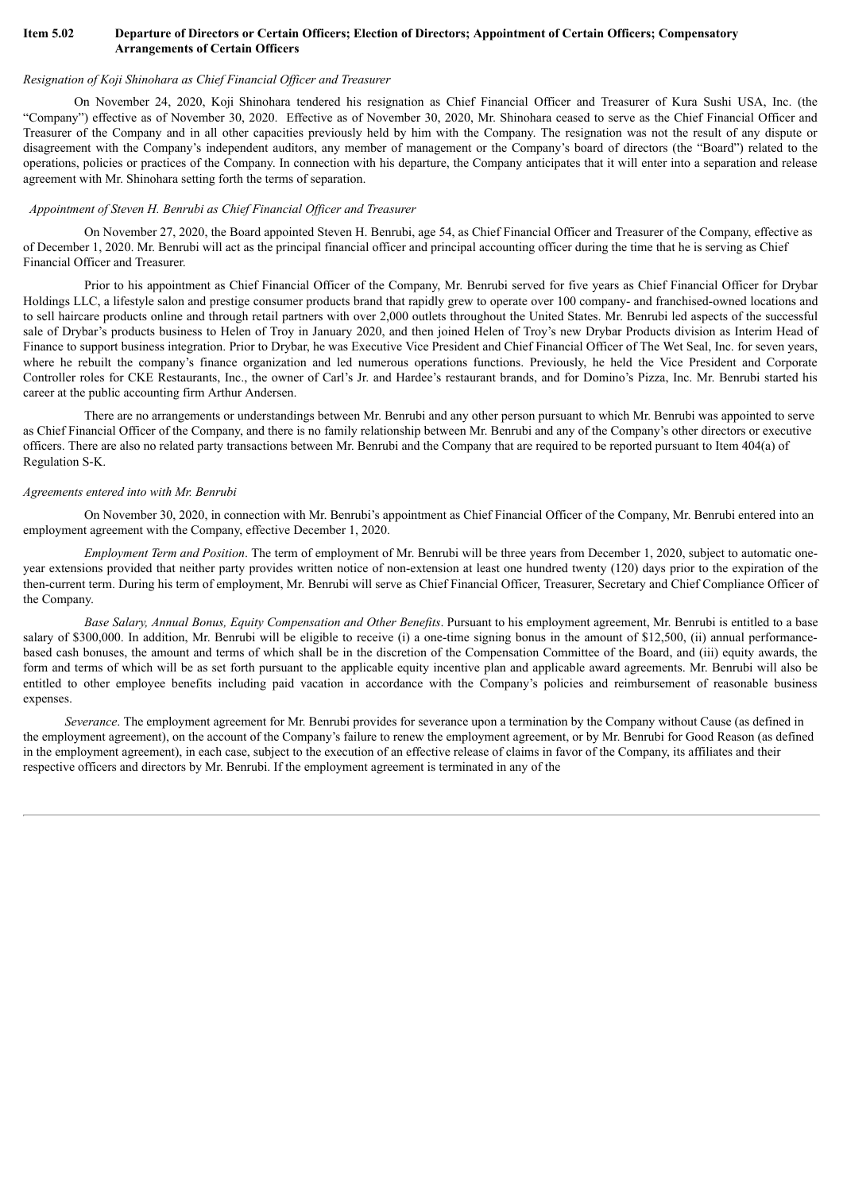**Item 5.02 Departure of Directors or Certain Officers; Election of Directors; Appointment of Certain Officers; Compensatory Arrangements of Certain Officers**

*Resignation of Koji Shinohara as Chief Financial Officer and Treasurer*

On November 24, 2020, Koji Shinohara tendered his resignation as Chief Financial Officer and Treasurer of Kura Sushi USA, Inc. (the "Company") effective as of November 30, 2020. Effective as of November 30, 2020, Mr. Shinohara ceased to serve as the Chief Financial Officer and Treasurer of the Company and in all other capacities previously held by him with the Company. The resignation was not the result of any dispute or disagreement with the Company's independent auditors, any member of management or the Company's board of directors (the "Board") related to the operations, policies or practices of the Company. In connection with his departure, the Company anticipates that it will enter into a separation and release agreement with Mr. Shinohara setting forth the terms of separation.

*Appointment of Steven H. Benrubi as Chief Financial Officer and Treasurer*

On November 27, 2020, the Board appointed Steven H. Benrubi, age 54, as Chief Financial Officer and Treasurer of the Company, effective as of December 1, 2020. Mr. Benrubi will act as the principal financial officer and principal accounting officer during the time that he is serving as Chief Financial Officer and Treasurer.

Prior to his appointment as Chief Financial Officer of the Company, Mr. Benrubi served for five years as Chief Financial Officer for Drybar Holdings LLC, a lifestyle salon and prestige consumer products brand that rapidly grew to operate over 100 company- and franchised-owned locations and to sell haircare products online and through retail partners with over 2,000 outlets throughout the United States. Mr. Benrubi led aspects of the successful sale of Drybar's products business to Helen of Troy in January 2020, and then joined Helen of Troy's new Drybar Products division as Interim Head of Finance to support business integration. Prior to Drybar, he was Executive Vice President and Chief Financial Officer of The Wet Seal, Inc. for seven years, where he rebuilt the company's finance organization and led numerous operations functions. Previously, he held the Vice President and Corporate Controller roles for CKE Restaurants, Inc., the owner of Carl's Jr. and Hardee's restaurant brands, and for Domino's Pizza, Inc. Mr. Benrubi started his career at the public accounting firm Arthur Andersen.

There are no arrangements or understandings between Mr. Benrubi and any other person pursuant to which Mr. Benrubi was appointed to serve as Chief Financial Officer of the Company, and there is no family relationship between Mr. Benrubi and any of the Company's other directors or executive officers. There are also no related party transactions between Mr. Benrubi and the Company that are required to be reported pursuant to Item 404(a) of Regulation S-K.

*Agreements entered into with Mr. Benrubi*

On November 30, 2020, in connection with Mr. Benrubi's appointment as Chief Financial Officer of the Company, Mr. Benrubi entered into an employment agreement with the Company, effective December 1, 2020.

*Employment Term and Position*. The term of employment of Mr. Benrubi will be three years from December 1, 2020, subject to automatic one-year extensions provided that neither party provides written notice of non-extension at least one hundred twenty (120) days prior to the expiration of the then-current term. During his term of employment, Mr. Benrubi will serve as Chief Financial Officer, Treasurer, Secretary and Chief Compliance Officer of the Company.

*Base Salary, Annual Bonus, Equity Compensation and Other Benefits*. Pursuant to his employment agreement, Mr. Benrubi is entitled to a base salary of $300,000. In addition, Mr. Benrubi will be eligible to receive (i) a one-time signing bonus in the amount of $12,500, (ii) annual performance-based cash bonuses, the amount and terms of which shall be in the discretion of the Compensation Committee of the Board, and (iii) equity awards, the form and terms of which will be as set forth pursuant to the applicable equity incentive plan and applicable award agreements. Mr. Benrubi will also be entitled to other employee benefits including paid vacation in accordance with the Company's policies and reimbursement of reasonable business expenses.

*Severance*. The employment agreement for Mr. Benrubi provides for severance upon a termination by the Company without Cause (as defined in the employment agreement), on the account of the Company's failure to renew the employment agreement, or by Mr. Benrubi for Good Reason (as defined in the employment agreement), in each case, subject to the execution of an effective release of claims in favor of the Company, its affiliates and their respective officers and directors by Mr. Benrubi. If the employment agreement is terminated in any of the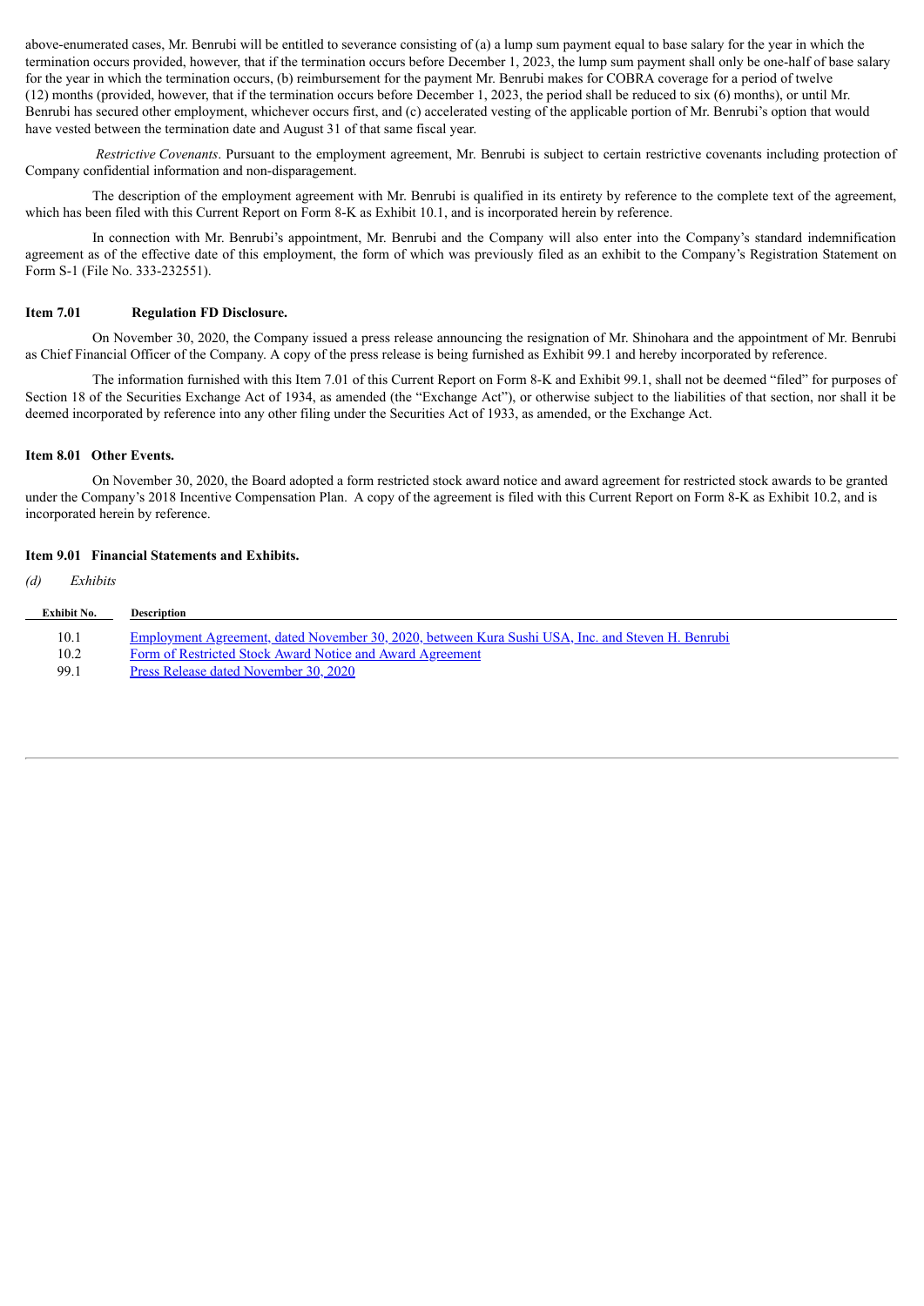above-enumerated cases, Mr. Benrubi will be entitled to severance consisting of (a) a lump sum payment equal to base salary for the year in which the termination occurs provided, however, that if the termination occurs before December 1, 2023, the lump sum payment shall only be one-half of base salary for the year in which the termination occurs, (b) reimbursement for the payment Mr. Benrubi makes for COBRA coverage for a period of twelve (12) months (provided, however, that if the termination occurs before December 1, 2023, the period shall be reduced to six (6) months), or until Mr. Benrubi has secured other employment, whichever occurs first, and (c) accelerated vesting of the applicable portion of Mr. Benrubi's option that would have vested between the termination date and August 31 of that same fiscal year.

*Restrictive Covenants*. Pursuant to the employment agreement, Mr. Benrubi is subject to certain restrictive covenants including protection of Company confidential information and non-disparagement.

The description of the employment agreement with Mr. Benrubi is qualified in its entirety by reference to the complete text of the agreement, which has been filed with this Current Report on Form 8-K as Exhibit 10.1, and is incorporated herein by reference.

In connection with Mr. Benrubi's appointment, Mr. Benrubi and the Company will also enter into the Company's standard indemnification agreement as of the effective date of this employment, the form of which was previously filed as an exhibit to the Company's Registration Statement on Form S-1 (File No. 333-232551).

**Item 7.01 Regulation FD Disclosure.**

On November 30, 2020, the Company issued a press release announcing the resignation of Mr. Shinohara and the appointment of Mr. Benrubi as Chief Financial Officer of the Company. A copy of the press release is being furnished as Exhibit 99.1 and hereby incorporated by reference.

The information furnished with this Item 7.01 of this Current Report on Form 8-K and Exhibit 99.1, shall not be deemed "filed" for purposes of Section 18 of the Securities Exchange Act of 1934, as amended (the "Exchange Act"), or otherwise subject to the liabilities of that section, nor shall it be deemed incorporated by reference into any other filing under the Securities Act of 1933, as amended, or the Exchange Act.

**Item 8.01 Other Events.**

On November 30, 2020, the Board adopted a form restricted stock award notice and award agreement for restricted stock awards to be granted under the Company's 2018 Incentive Compensation Plan. A copy of the agreement is filed with this Current Report on Form 8-K as Exhibit 10.2, and is incorporated herein by reference.

**Item 9.01 Financial Statements and Exhibits.**

*(d) Exhibits*

| Exhibit No. | Description |
|---|---|
| 10.1 | Employment Agreement, dated November 30, 2020, between Kura Sushi USA, Inc. and Steven H. Benrubi |
| 10.2 | Form of Restricted Stock Award Notice and Award Agreement |
| 99.1 | Press Release dated November 30, 2020 |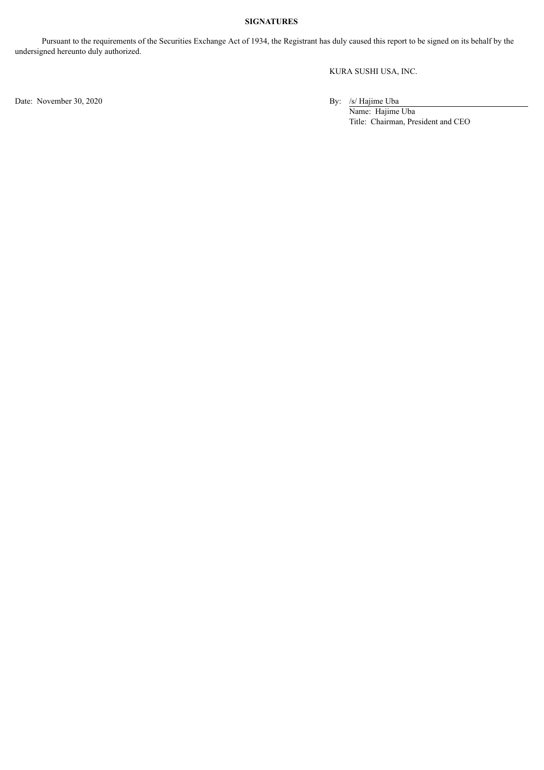**SIGNATURES**

Pursuant to the requirements of the Securities Exchange Act of 1934, the Registrant has duly caused this report to be signed on its behalf by the undersigned hereunto duly authorized.

KURA SUSHI USA, INC.

Date: November 30, 2020

By: /s/ Hajime Uba
Name: Hajime Uba
Title: Chairman, President and CEO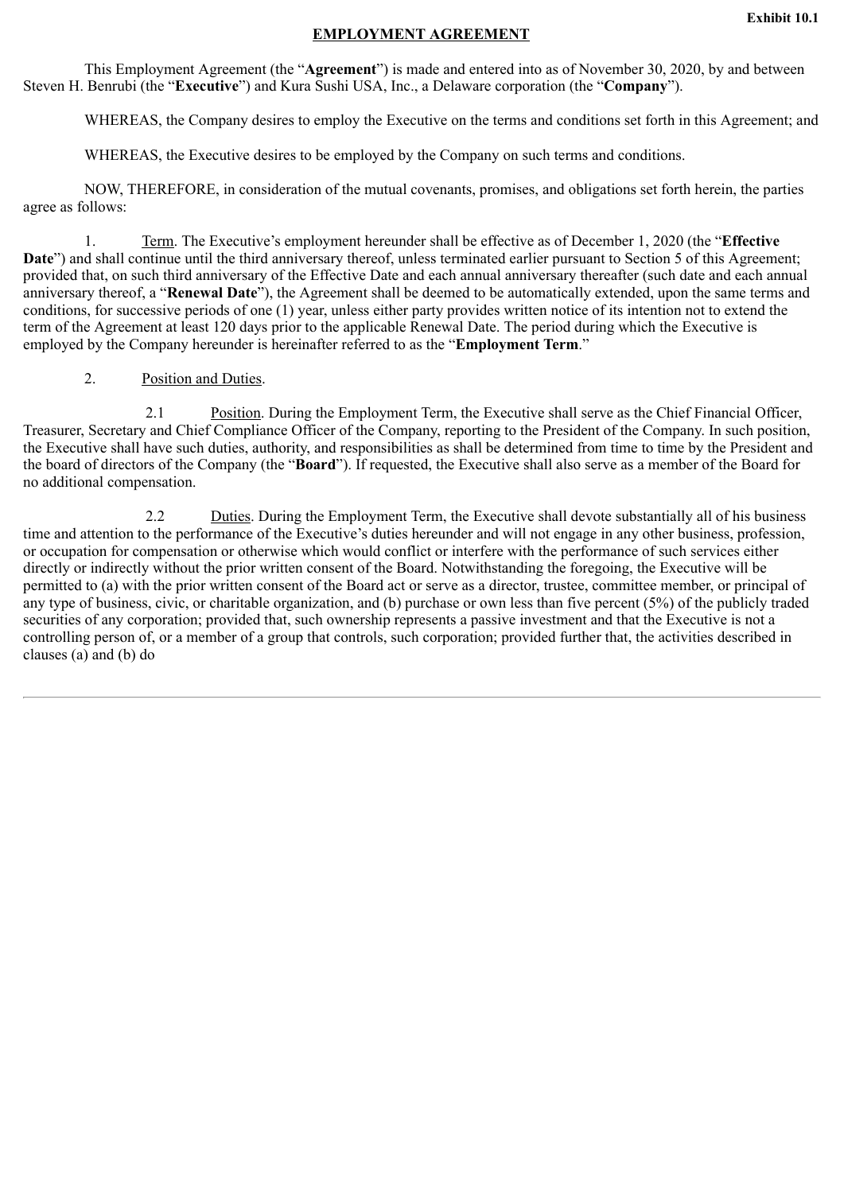Exhibit 10.1

**EMPLOYMENT AGREEMENT**

This Employment Agreement (the "**Agreement**") is made and entered into as of November 30, 2020, by and between Steven H. Benrubi (the "**Executive**") and Kura Sushi USA, Inc., a Delaware corporation (the "**Company**").

WHEREAS, the Company desires to employ the Executive on the terms and conditions set forth in this Agreement; and

WHEREAS, the Executive desires to be employed by the Company on such terms and conditions.

NOW, THEREFORE, in consideration of the mutual covenants, promises, and obligations set forth herein, the parties agree as follows:

1. Term. The Executive's employment hereunder shall be effective as of December 1, 2020 (the "**Effective Date**") and shall continue until the third anniversary thereof, unless terminated earlier pursuant to Section 5 of this Agreement; provided that, on such third anniversary of the Effective Date and each annual anniversary thereafter (such date and each annual anniversary thereof, a "**Renewal Date**"), the Agreement shall be deemed to be automatically extended, upon the same terms and conditions, for successive periods of one (1) year, unless either party provides written notice of its intention not to extend the term of the Agreement at least 120 days prior to the applicable Renewal Date. The period during which the Executive is employed by the Company hereunder is hereinafter referred to as the "**Employment Term**."

2. Position and Duties.

2.1 Position. During the Employment Term, the Executive shall serve as the Chief Financial Officer, Treasurer, Secretary and Chief Compliance Officer of the Company, reporting to the President of the Company. In such position, the Executive shall have such duties, authority, and responsibilities as shall be determined from time to time by the President and the board of directors of the Company (the "**Board**"). If requested, the Executive shall also serve as a member of the Board for no additional compensation.

2.2 Duties. During the Employment Term, the Executive shall devote substantially all of his business time and attention to the performance of the Executive's duties hereunder and will not engage in any other business, profession, or occupation for compensation or otherwise which would conflict or interfere with the performance of such services either directly or indirectly without the prior written consent of the Board. Notwithstanding the foregoing, the Executive will be permitted to (a) with the prior written consent of the Board act or serve as a director, trustee, committee member, or principal of any type of business, civic, or charitable organization, and (b) purchase or own less than five percent (5%) of the publicly traded securities of any corporation; provided that, such ownership represents a passive investment and that the Executive is not a controlling person of, or a member of a group that controls, such corporation; provided further that, the activities described in clauses (a) and (b) do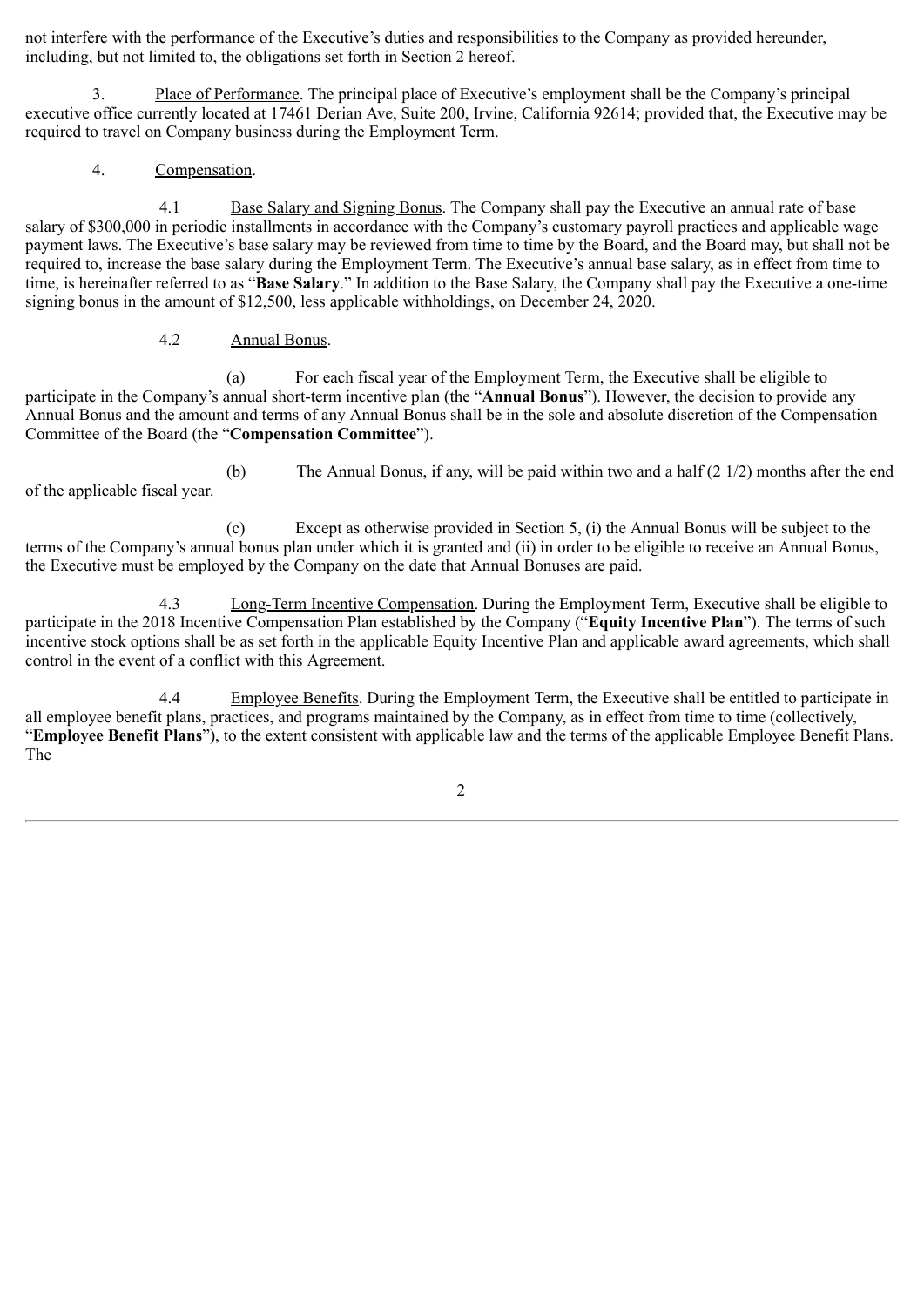not interfere with the performance of the Executive's duties and responsibilities to the Company as provided hereunder, including, but not limited to, the obligations set forth in Section 2 hereof.

3. Place of Performance. The principal place of Executive's employment shall be the Company's principal executive office currently located at 17461 Derian Ave, Suite 200, Irvine, California 92614; provided that, the Executive may be required to travel on Company business during the Employment Term.

4. Compensation.

4.1 Base Salary and Signing Bonus. The Company shall pay the Executive an annual rate of base salary of $300,000 in periodic installments in accordance with the Company's customary payroll practices and applicable wage payment laws. The Executive's base salary may be reviewed from time to time by the Board, and the Board may, but shall not be required to, increase the base salary during the Employment Term. The Executive's annual base salary, as in effect from time to time, is hereinafter referred to as "**Base Salary**." In addition to the Base Salary, the Company shall pay the Executive a one-time signing bonus in the amount of $12,500, less applicable withholdings, on December 24, 2020.

4.2 Annual Bonus.

(a) For each fiscal year of the Employment Term, the Executive shall be eligible to participate in the Company's annual short-term incentive plan (the "**Annual Bonus**"). However, the decision to provide any Annual Bonus and the amount and terms of any Annual Bonus shall be in the sole and absolute discretion of the Compensation Committee of the Board (the "**Compensation Committee**").

(b) The Annual Bonus, if any, will be paid within two and a half (2 1/2) months after the end of the applicable fiscal year.

(c) Except as otherwise provided in Section 5, (i) the Annual Bonus will be subject to the terms of the Company's annual bonus plan under which it is granted and (ii) in order to be eligible to receive an Annual Bonus, the Executive must be employed by the Company on the date that Annual Bonuses are paid.

4.3 Long-Term Incentive Compensation. During the Employment Term, Executive shall be eligible to participate in the 2018 Incentive Compensation Plan established by the Company ("**Equity Incentive Plan**"). The terms of such incentive stock options shall be as set forth in the applicable Equity Incentive Plan and applicable award agreements, which shall control in the event of a conflict with this Agreement.

4.4 Employee Benefits. During the Employment Term, the Executive shall be entitled to participate in all employee benefit plans, practices, and programs maintained by the Company, as in effect from time to time (collectively, "**Employee Benefit Plans**"), to the extent consistent with applicable law and the terms of the applicable Employee Benefit Plans. The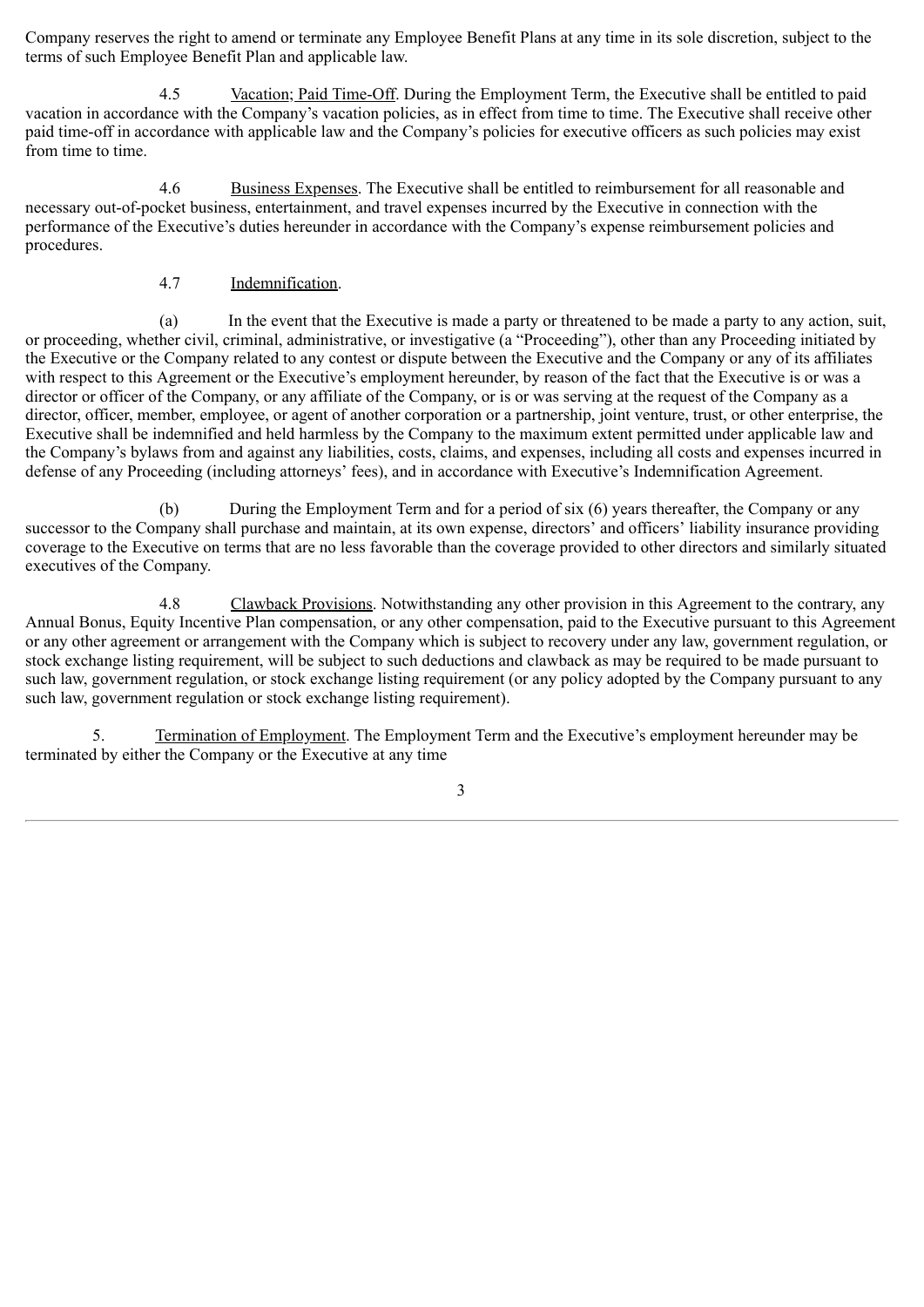Company reserves the right to amend or terminate any Employee Benefit Plans at any time in its sole discretion, subject to the terms of such Employee Benefit Plan and applicable law.

4.5 Vacation; Paid Time-Off. During the Employment Term, the Executive shall be entitled to paid vacation in accordance with the Company's vacation policies, as in effect from time to time. The Executive shall receive other paid time-off in accordance with applicable law and the Company's policies for executive officers as such policies may exist from time to time.

4.6 Business Expenses. The Executive shall be entitled to reimbursement for all reasonable and necessary out-of-pocket business, entertainment, and travel expenses incurred by the Executive in connection with the performance of the Executive's duties hereunder in accordance with the Company's expense reimbursement policies and procedures.

4.7 Indemnification.

(a) In the event that the Executive is made a party or threatened to be made a party to any action, suit, or proceeding, whether civil, criminal, administrative, or investigative (a "Proceeding"), other than any Proceeding initiated by the Executive or the Company related to any contest or dispute between the Executive and the Company or any of its affiliates with respect to this Agreement or the Executive's employment hereunder, by reason of the fact that the Executive is or was a director or officer of the Company, or any affiliate of the Company, or is or was serving at the request of the Company as a director, officer, member, employee, or agent of another corporation or a partnership, joint venture, trust, or other enterprise, the Executive shall be indemnified and held harmless by the Company to the maximum extent permitted under applicable law and the Company's bylaws from and against any liabilities, costs, claims, and expenses, including all costs and expenses incurred in defense of any Proceeding (including attorneys' fees), and in accordance with Executive's Indemnification Agreement.

(b) During the Employment Term and for a period of six (6) years thereafter, the Company or any successor to the Company shall purchase and maintain, at its own expense, directors' and officers' liability insurance providing coverage to the Executive on terms that are no less favorable than the coverage provided to other directors and similarly situated executives of the Company.

4.8 Clawback Provisions. Notwithstanding any other provision in this Agreement to the contrary, any Annual Bonus, Equity Incentive Plan compensation, or any other compensation, paid to the Executive pursuant to this Agreement or any other agreement or arrangement with the Company which is subject to recovery under any law, government regulation, or stock exchange listing requirement, will be subject to such deductions and clawback as may be required to be made pursuant to such law, government regulation, or stock exchange listing requirement (or any policy adopted by the Company pursuant to any such law, government regulation or stock exchange listing requirement).

5. Termination of Employment. The Employment Term and the Executive's employment hereunder may be terminated by either the Company or the Executive at any time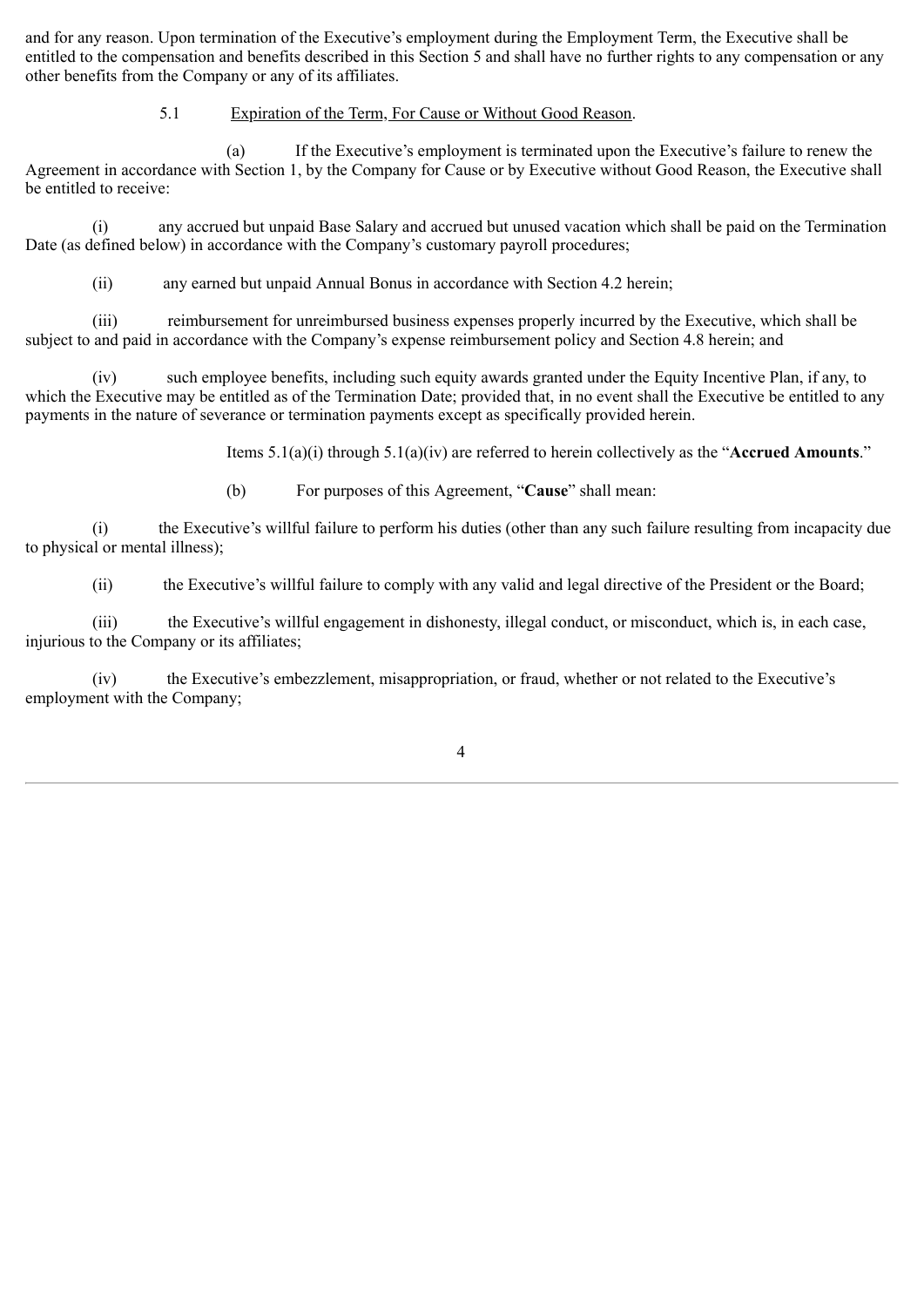and for any reason. Upon termination of the Executive's employment during the Employment Term, the Executive shall be entitled to the compensation and benefits described in this Section 5 and shall have no further rights to any compensation or any other benefits from the Company or any of its affiliates.

5.1 Expiration of the Term, For Cause or Without Good Reason.

(a) If the Executive's employment is terminated upon the Executive's failure to renew the Agreement in accordance with Section 1, by the Company for Cause or by Executive without Good Reason, the Executive shall be entitled to receive:

(i) any accrued but unpaid Base Salary and accrued but unused vacation which shall be paid on the Termination Date (as defined below) in accordance with the Company's customary payroll procedures;

(ii) any earned but unpaid Annual Bonus in accordance with Section 4.2 herein;

(iii) reimbursement for unreimbursed business expenses properly incurred by the Executive, which shall be subject to and paid in accordance with the Company's expense reimbursement policy and Section 4.8 herein; and

(iv) such employee benefits, including such equity awards granted under the Equity Incentive Plan, if any, to which the Executive may be entitled as of the Termination Date; provided that, in no event shall the Executive be entitled to any payments in the nature of severance or termination payments except as specifically provided herein.

Items 5.1(a)(i) through 5.1(a)(iv) are referred to herein collectively as the "**Accrued Amounts**."

(b) For purposes of this Agreement, "**Cause**" shall mean:

(i) the Executive's willful failure to perform his duties (other than any such failure resulting from incapacity due to physical or mental illness);

(ii) the Executive's willful failure to comply with any valid and legal directive of the President or the Board;

(iii) the Executive's willful engagement in dishonesty, illegal conduct, or misconduct, which is, in each case, injurious to the Company or its affiliates;

(iv) the Executive's embezzlement, misappropriation, or fraud, whether or not related to the Executive's employment with the Company;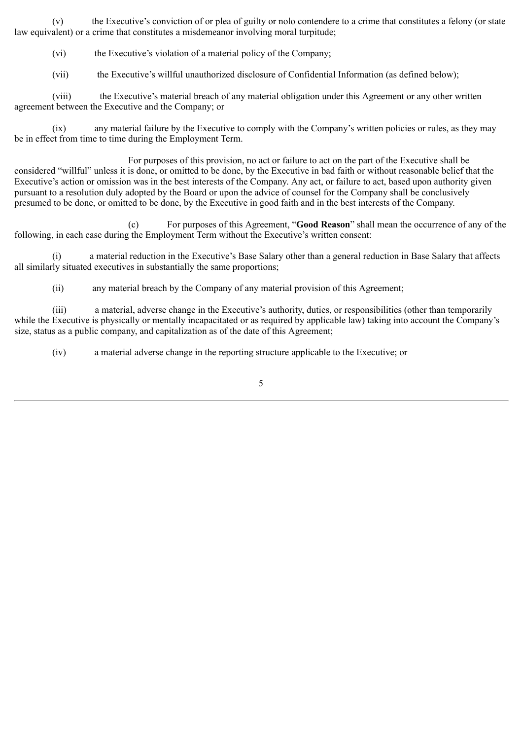(v) the Executive's conviction of or plea of guilty or nolo contendere to a crime that constitutes a felony (or state law equivalent) or a crime that constitutes a misdemeanor involving moral turpitude;

(vi) the Executive's violation of a material policy of the Company;

(vii) the Executive's willful unauthorized disclosure of Confidential Information (as defined below);

(viii) the Executive's material breach of any material obligation under this Agreement or any other written agreement between the Executive and the Company; or

(ix) any material failure by the Executive to comply with the Company's written policies or rules, as they may be in effect from time to time during the Employment Term.

For purposes of this provision, no act or failure to act on the part of the Executive shall be considered "willful" unless it is done, or omitted to be done, by the Executive in bad faith or without reasonable belief that the Executive's action or omission was in the best interests of the Company. Any act, or failure to act, based upon authority given pursuant to a resolution duly adopted by the Board or upon the advice of counsel for the Company shall be conclusively presumed to be done, or omitted to be done, by the Executive in good faith and in the best interests of the Company.

(c) For purposes of this Agreement, "**Good Reason**" shall mean the occurrence of any of the following, in each case during the Employment Term without the Executive's written consent:

(i) a material reduction in the Executive's Base Salary other than a general reduction in Base Salary that affects all similarly situated executives in substantially the same proportions;

(ii) any material breach by the Company of any material provision of this Agreement;

(iii) a material, adverse change in the Executive's authority, duties, or responsibilities (other than temporarily while the Executive is physically or mentally incapacitated or as required by applicable law) taking into account the Company's size, status as a public company, and capitalization as of the date of this Agreement;

(iv) a material adverse change in the reporting structure applicable to the Executive; or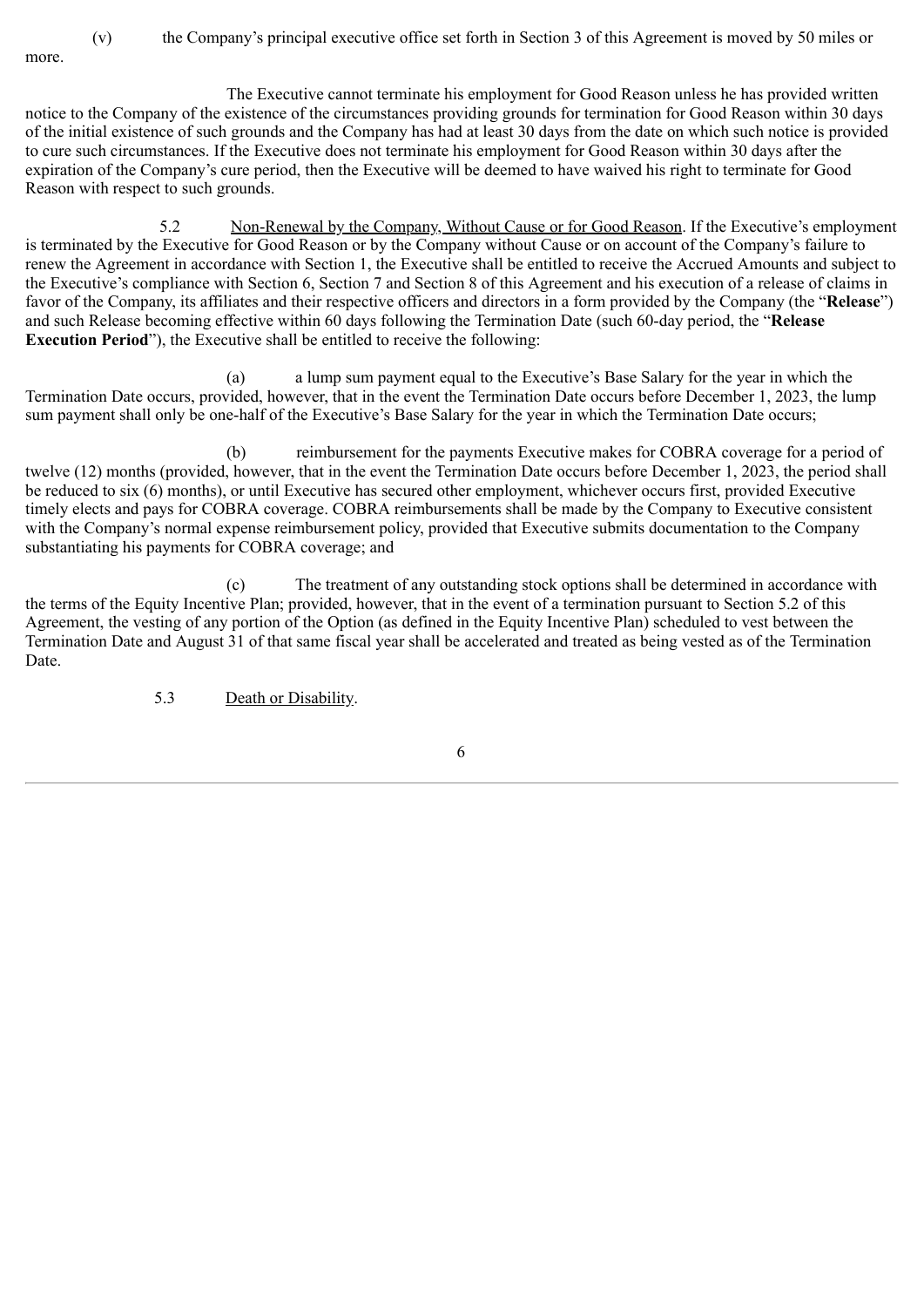(v) the Company's principal executive office set forth in Section 3 of this Agreement is moved by 50 miles or more.

The Executive cannot terminate his employment for Good Reason unless he has provided written notice to the Company of the existence of the circumstances providing grounds for termination for Good Reason within 30 days of the initial existence of such grounds and the Company has had at least 30 days from the date on which such notice is provided to cure such circumstances. If the Executive does not terminate his employment for Good Reason within 30 days after the expiration of the Company's cure period, then the Executive will be deemed to have waived his right to terminate for Good Reason with respect to such grounds.

5.2 Non-Renewal by the Company, Without Cause or for Good Reason. If the Executive's employment is terminated by the Executive for Good Reason or by the Company without Cause or on account of the Company's failure to renew the Agreement in accordance with Section 1, the Executive shall be entitled to receive the Accrued Amounts and subject to the Executive's compliance with Section 6, Section 7 and Section 8 of this Agreement and his execution of a release of claims in favor of the Company, its affiliates and their respective officers and directors in a form provided by the Company (the "**Release**") and such Release becoming effective within 60 days following the Termination Date (such 60-day period, the "**Release Execution Period**"), the Executive shall be entitled to receive the following:

(a) a lump sum payment equal to the Executive's Base Salary for the year in which the Termination Date occurs, provided, however, that in the event the Termination Date occurs before December 1, 2023, the lump sum payment shall only be one-half of the Executive's Base Salary for the year in which the Termination Date occurs;

(b) reimbursement for the payments Executive makes for COBRA coverage for a period of twelve (12) months (provided, however, that in the event the Termination Date occurs before December 1, 2023, the period shall be reduced to six (6) months), or until Executive has secured other employment, whichever occurs first, provided Executive timely elects and pays for COBRA coverage. COBRA reimbursements shall be made by the Company to Executive consistent with the Company's normal expense reimbursement policy, provided that Executive submits documentation to the Company substantiating his payments for COBRA coverage; and

(c) The treatment of any outstanding stock options shall be determined in accordance with the terms of the Equity Incentive Plan; provided, however, that in the event of a termination pursuant to Section 5.2 of this Agreement, the vesting of any portion of the Option (as defined in the Equity Incentive Plan) scheduled to vest between the Termination Date and August 31 of that same fiscal year shall be accelerated and treated as being vested as of the Termination Date.

5.3 Death or Disability.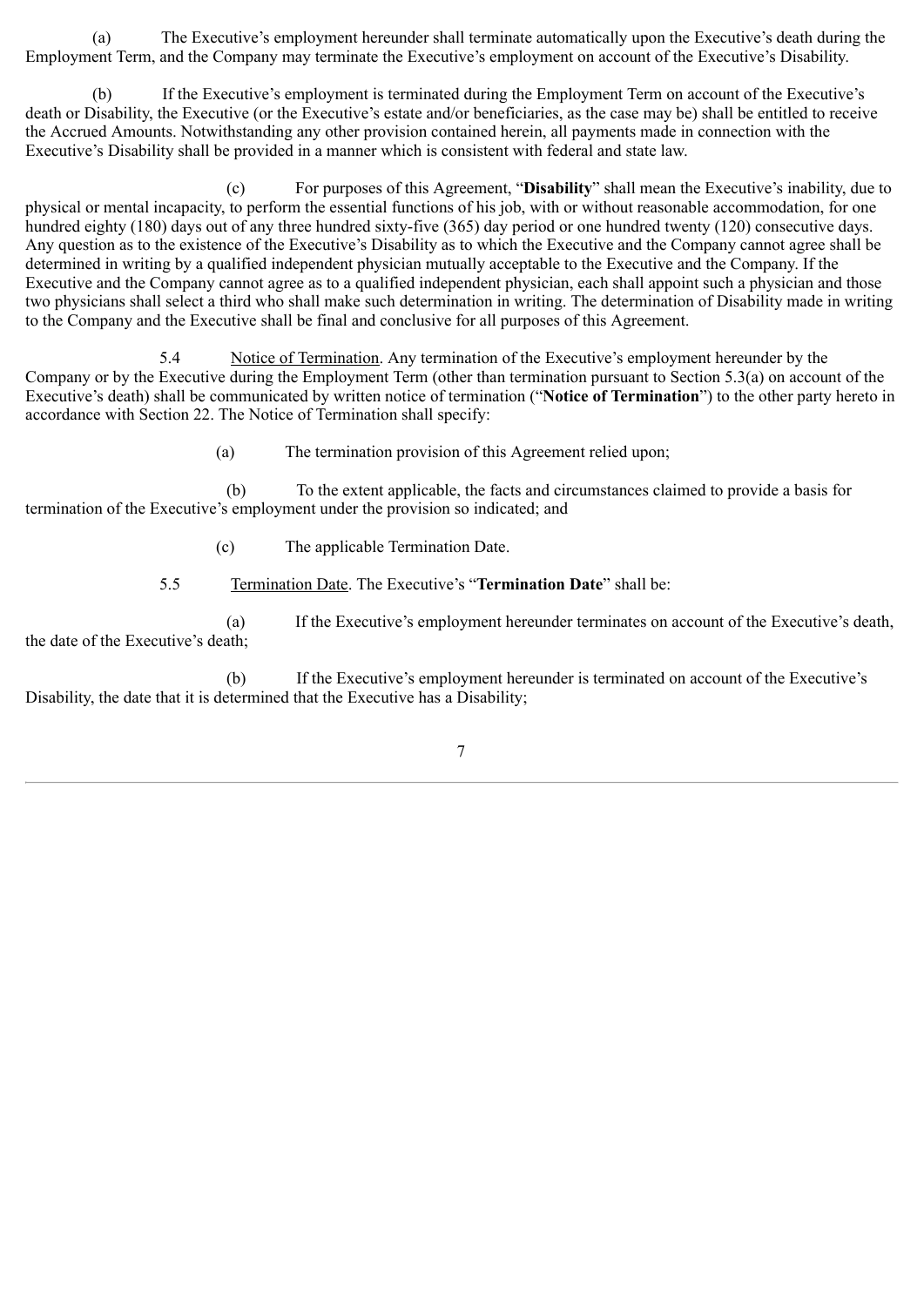(a) The Executive's employment hereunder shall terminate automatically upon the Executive's death during the Employment Term, and the Company may terminate the Executive's employment on account of the Executive's Disability.

(b) If the Executive's employment is terminated during the Employment Term on account of the Executive's death or Disability, the Executive (or the Executive's estate and/or beneficiaries, as the case may be) shall be entitled to receive the Accrued Amounts. Notwithstanding any other provision contained herein, all payments made in connection with the Executive's Disability shall be provided in a manner which is consistent with federal and state law.

(c) For purposes of this Agreement, "**Disability**" shall mean the Executive's inability, due to physical or mental incapacity, to perform the essential functions of his job, with or without reasonable accommodation, for one hundred eighty (180) days out of any three hundred sixty-five (365) day period or one hundred twenty (120) consecutive days. Any question as to the existence of the Executive's Disability as to which the Executive and the Company cannot agree shall be determined in writing by a qualified independent physician mutually acceptable to the Executive and the Company. If the Executive and the Company cannot agree as to a qualified independent physician, each shall appoint such a physician and those two physicians shall select a third who shall make such determination in writing. The determination of Disability made in writing to the Company and the Executive shall be final and conclusive for all purposes of this Agreement.

5.4 Notice of Termination. Any termination of the Executive's employment hereunder by the Company or by the Executive during the Employment Term (other than termination pursuant to Section 5.3(a) on account of the Executive's death) shall be communicated by written notice of termination ("**Notice of Termination**") to the other party hereto in accordance with Section 22. The Notice of Termination shall specify:

(a) The termination provision of this Agreement relied upon;

(b) To the extent applicable, the facts and circumstances claimed to provide a basis for termination of the Executive's employment under the provision so indicated; and

(c) The applicable Termination Date.

5.5 Termination Date. The Executive's "**Termination Date**" shall be:

(a) If the Executive's employment hereunder terminates on account of the Executive's death, the date of the Executive's death;

(b) If the Executive's employment hereunder is terminated on account of the Executive's Disability, the date that it is determined that the Executive has a Disability;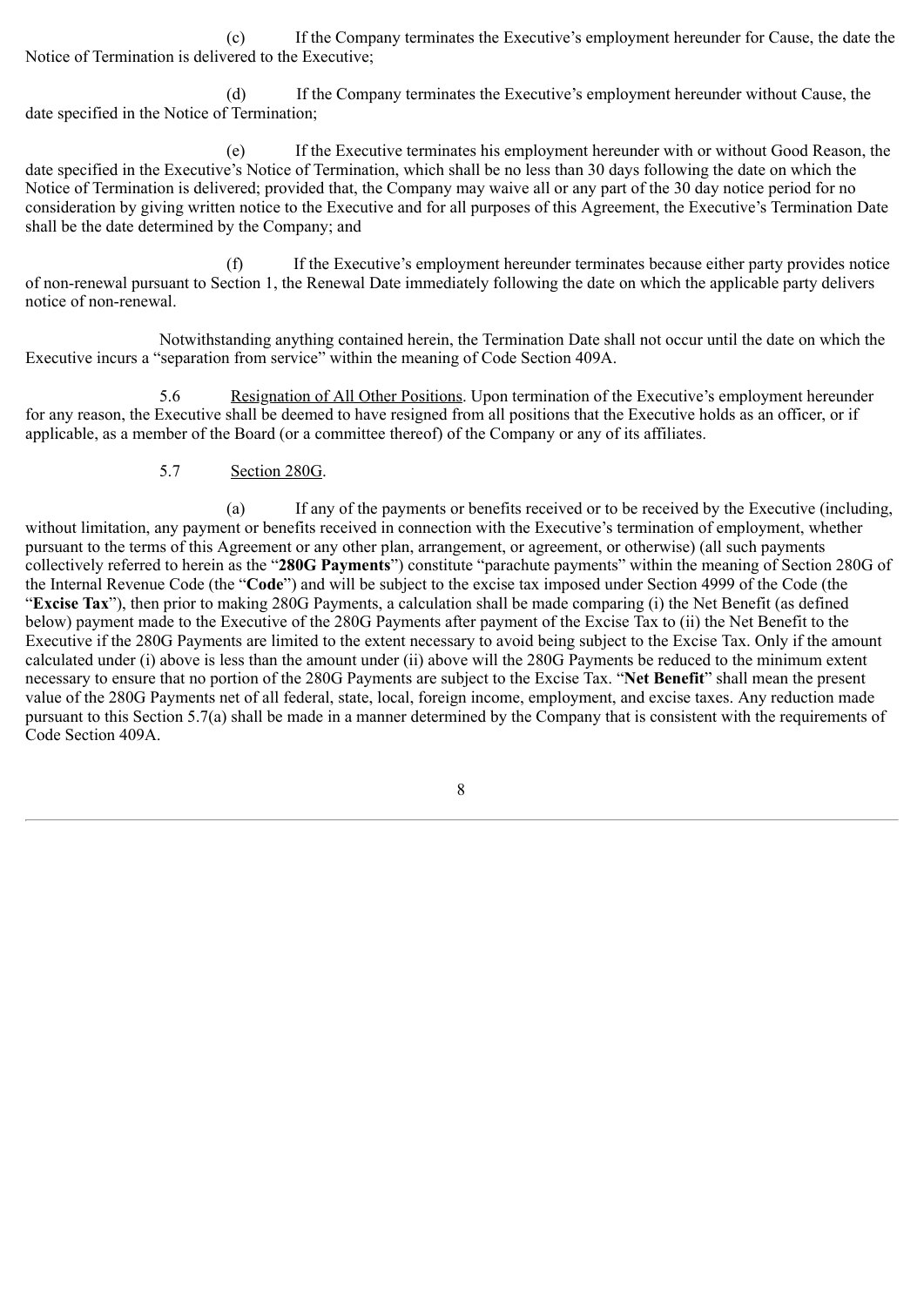(c) If the Company terminates the Executive's employment hereunder for Cause, the date the Notice of Termination is delivered to the Executive;

(d) If the Company terminates the Executive's employment hereunder without Cause, the date specified in the Notice of Termination;

(e) If the Executive terminates his employment hereunder with or without Good Reason, the date specified in the Executive's Notice of Termination, which shall be no less than 30 days following the date on which the Notice of Termination is delivered; provided that, the Company may waive all or any part of the 30 day notice period for no consideration by giving written notice to the Executive and for all purposes of this Agreement, the Executive's Termination Date shall be the date determined by the Company; and

(f) If the Executive's employment hereunder terminates because either party provides notice of non-renewal pursuant to Section 1, the Renewal Date immediately following the date on which the applicable party delivers notice of non-renewal.

Notwithstanding anything contained herein, the Termination Date shall not occur until the date on which the Executive incurs a "separation from service" within the meaning of Code Section 409A.

5.6 Resignation of All Other Positions. Upon termination of the Executive's employment hereunder for any reason, the Executive shall be deemed to have resigned from all positions that the Executive holds as an officer, or if applicable, as a member of the Board (or a committee thereof) of the Company or any of its affiliates.

5.7 Section 280G.

(a) If any of the payments or benefits received or to be received by the Executive (including, without limitation, any payment or benefits received in connection with the Executive's termination of employment, whether pursuant to the terms of this Agreement or any other plan, arrangement, or agreement, or otherwise) (all such payments collectively referred to herein as the "**280G Payments**") constitute "parachute payments" within the meaning of Section 280G of the Internal Revenue Code (the "**Code**") and will be subject to the excise tax imposed under Section 4999 of the Code (the "**Excise Tax**"), then prior to making 280G Payments, a calculation shall be made comparing (i) the Net Benefit (as defined below) payment made to the Executive of the 280G Payments after payment of the Excise Tax to (ii) the Net Benefit to the Executive if the 280G Payments are limited to the extent necessary to avoid being subject to the Excise Tax. Only if the amount calculated under (i) above is less than the amount under (ii) above will the 280G Payments be reduced to the minimum extent necessary to ensure that no portion of the 280G Payments are subject to the Excise Tax. "**Net Benefit**" shall mean the present value of the 280G Payments net of all federal, state, local, foreign income, employment, and excise taxes. Any reduction made pursuant to this Section 5.7(a) shall be made in a manner determined by the Company that is consistent with the requirements of Code Section 409A.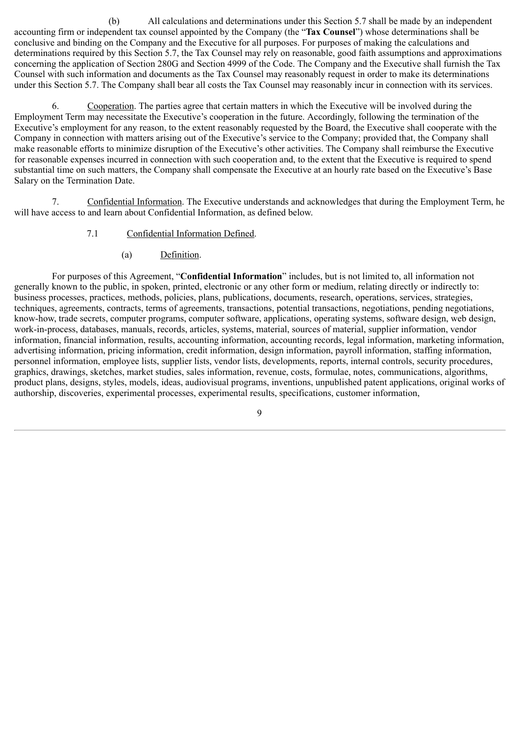(b) All calculations and determinations under this Section 5.7 shall be made by an independent accounting firm or independent tax counsel appointed by the Company (the "**Tax Counsel**") whose determinations shall be conclusive and binding on the Company and the Executive for all purposes. For purposes of making the calculations and determinations required by this Section 5.7, the Tax Counsel may rely on reasonable, good faith assumptions and approximations concerning the application of Section 280G and Section 4999 of the Code. The Company and the Executive shall furnish the Tax Counsel with such information and documents as the Tax Counsel may reasonably request in order to make its determinations under this Section 5.7. The Company shall bear all costs the Tax Counsel may reasonably incur in connection with its services.

6. Cooperation. The parties agree that certain matters in which the Executive will be involved during the Employment Term may necessitate the Executive's cooperation in the future. Accordingly, following the termination of the Executive's employment for any reason, to the extent reasonably requested by the Board, the Executive shall cooperate with the Company in connection with matters arising out of the Executive's service to the Company; provided that, the Company shall make reasonable efforts to minimize disruption of the Executive's other activities. The Company shall reimburse the Executive for reasonable expenses incurred in connection with such cooperation and, to the extent that the Executive is required to spend substantial time on such matters, the Company shall compensate the Executive at an hourly rate based on the Executive's Base Salary on the Termination Date.

7. Confidential Information. The Executive understands and acknowledges that during the Employment Term, he will have access to and learn about Confidential Information, as defined below.

7.1 Confidential Information Defined.

(a) Definition.

For purposes of this Agreement, "**Confidential Information**" includes, but is not limited to, all information not generally known to the public, in spoken, printed, electronic or any other form or medium, relating directly or indirectly to: business processes, practices, methods, policies, plans, publications, documents, research, operations, services, strategies, techniques, agreements, contracts, terms of agreements, transactions, potential transactions, negotiations, pending negotiations, know-how, trade secrets, computer programs, computer software, applications, operating systems, software design, web design, work-in-process, databases, manuals, records, articles, systems, material, sources of material, supplier information, vendor information, financial information, results, accounting information, accounting records, legal information, marketing information, advertising information, pricing information, credit information, design information, payroll information, staffing information, personnel information, employee lists, supplier lists, vendor lists, developments, reports, internal controls, security procedures, graphics, drawings, sketches, market studies, sales information, revenue, costs, formulae, notes, communications, algorithms, product plans, designs, styles, models, ideas, audiovisual programs, inventions, unpublished patent applications, original works of authorship, discoveries, experimental processes, experimental results, specifications, customer information,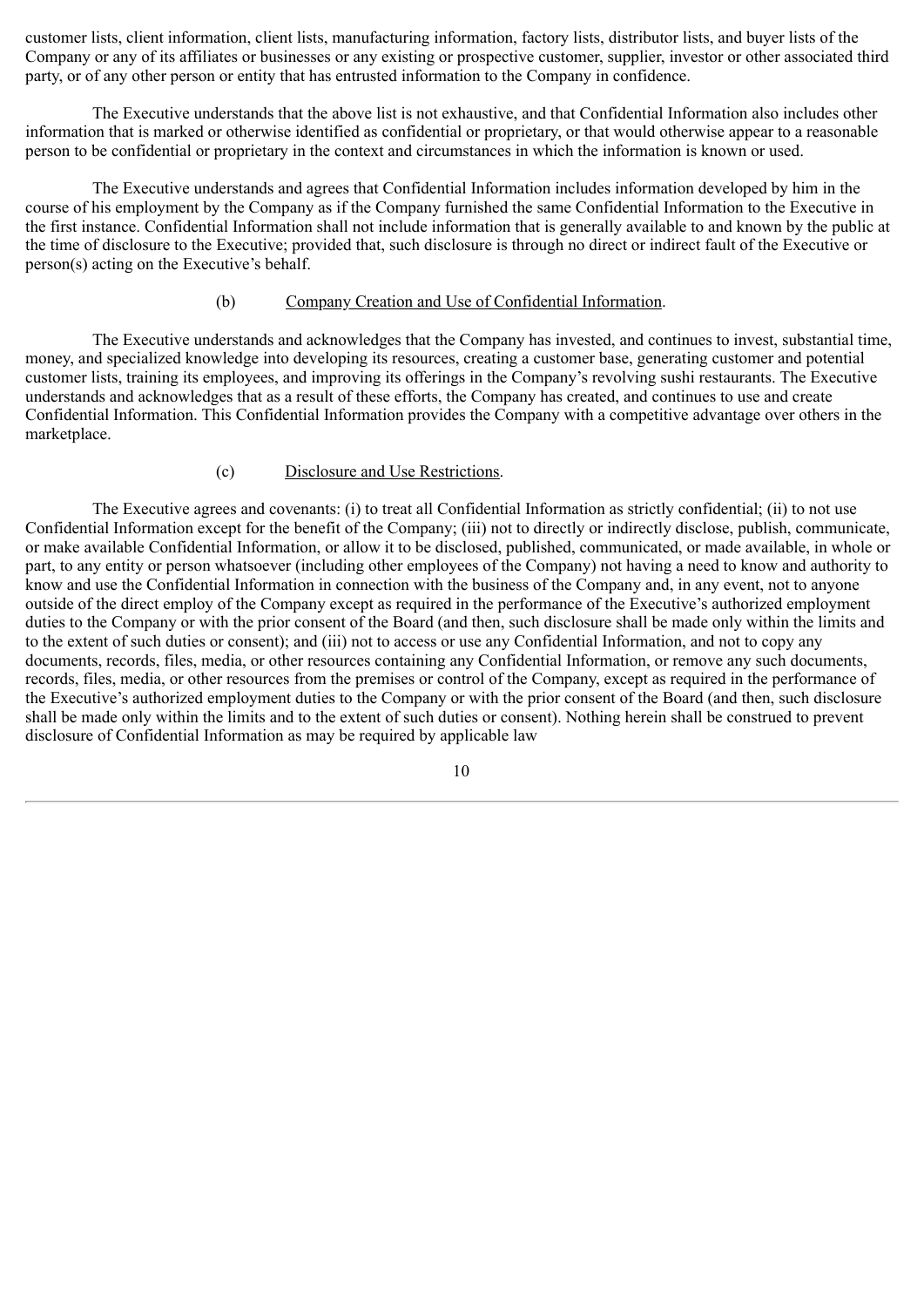customer lists, client information, client lists, manufacturing information, factory lists, distributor lists, and buyer lists of the Company or any of its affiliates or businesses or any existing or prospective customer, supplier, investor or other associated third party, or of any other person or entity that has entrusted information to the Company in confidence.

The Executive understands that the above list is not exhaustive, and that Confidential Information also includes other information that is marked or otherwise identified as confidential or proprietary, or that would otherwise appear to a reasonable person to be confidential or proprietary in the context and circumstances in which the information is known or used.

The Executive understands and agrees that Confidential Information includes information developed by him in the course of his employment by the Company as if the Company furnished the same Confidential Information to the Executive in the first instance. Confidential Information shall not include information that is generally available to and known by the public at the time of disclosure to the Executive; provided that, such disclosure is through no direct or indirect fault of the Executive or person(s) acting on the Executive's behalf.

(b) Company Creation and Use of Confidential Information.

The Executive understands and acknowledges that the Company has invested, and continues to invest, substantial time, money, and specialized knowledge into developing its resources, creating a customer base, generating customer and potential customer lists, training its employees, and improving its offerings in the Company's revolving sushi restaurants. The Executive understands and acknowledges that as a result of these efforts, the Company has created, and continues to use and create Confidential Information. This Confidential Information provides the Company with a competitive advantage over others in the marketplace.

(c) Disclosure and Use Restrictions.

The Executive agrees and covenants: (i) to treat all Confidential Information as strictly confidential; (ii) to not use Confidential Information except for the benefit of the Company; (iii) not to directly or indirectly disclose, publish, communicate, or make available Confidential Information, or allow it to be disclosed, published, communicated, or made available, in whole or part, to any entity or person whatsoever (including other employees of the Company) not having a need to know and authority to know and use the Confidential Information in connection with the business of the Company and, in any event, not to anyone outside of the direct employ of the Company except as required in the performance of the Executive's authorized employment duties to the Company or with the prior consent of the Board (and then, such disclosure shall be made only within the limits and to the extent of such duties or consent); and (iii) not to access or use any Confidential Information, and not to copy any documents, records, files, media, or other resources containing any Confidential Information, or remove any such documents, records, files, media, or other resources from the premises or control of the Company, except as required in the performance of the Executive's authorized employment duties to the Company or with the prior consent of the Board (and then, such disclosure shall be made only within the limits and to the extent of such duties or consent). Nothing herein shall be construed to prevent disclosure of Confidential Information as may be required by applicable law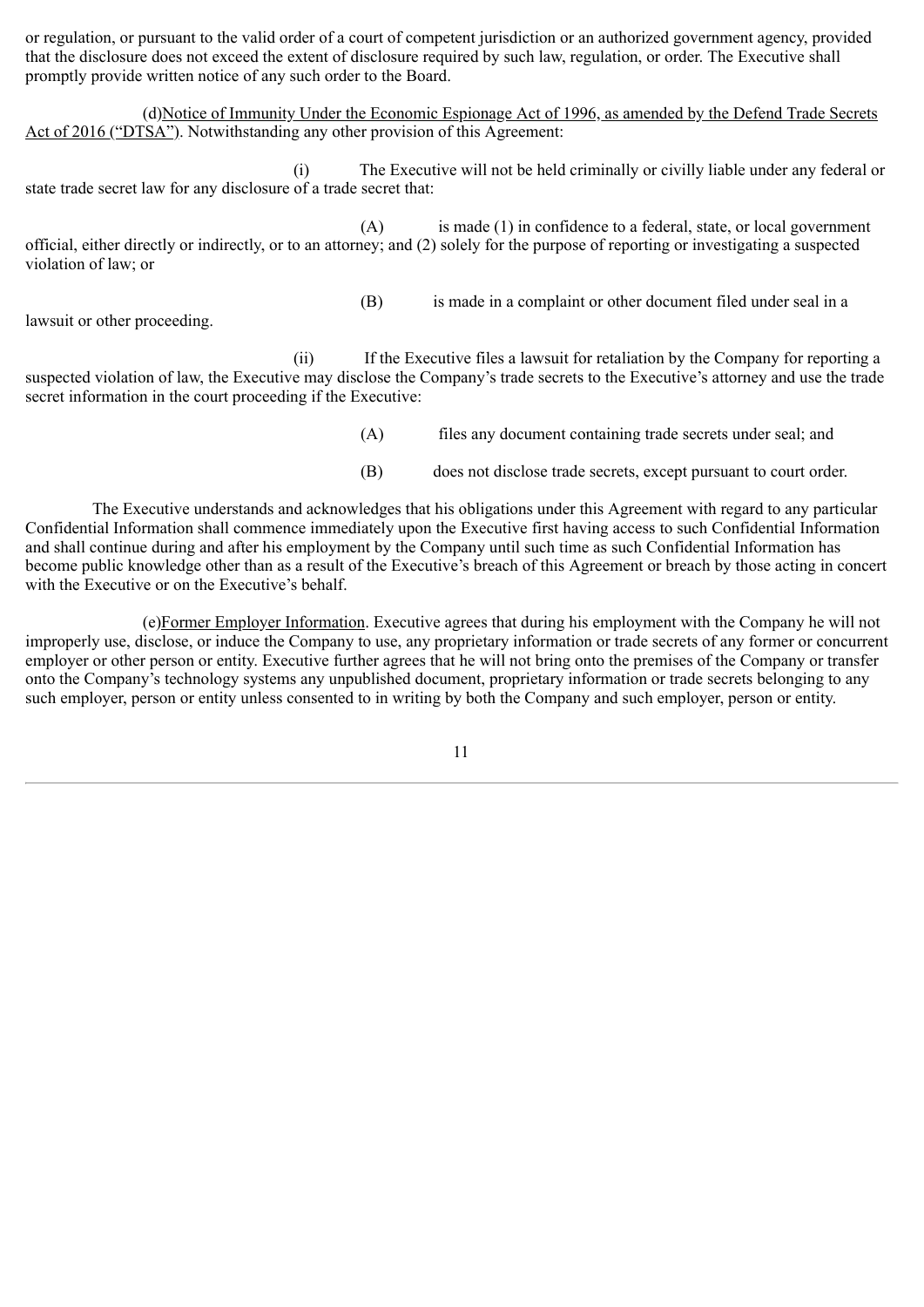or regulation, or pursuant to the valid order of a court of competent jurisdiction or an authorized government agency, provided that the disclosure does not exceed the extent of disclosure required by such law, regulation, or order. The Executive shall promptly provide written notice of any such order to the Board.

(d) Notice of Immunity Under the Economic Espionage Act of 1996, as amended by the Defend Trade Secrets Act of 2016 ("DTSA"). Notwithstanding any other provision of this Agreement:

(i) The Executive will not be held criminally or civilly liable under any federal or state trade secret law for any disclosure of a trade secret that:

(A) is made (1) in confidence to a federal, state, or local government official, either directly or indirectly, or to an attorney; and (2) solely for the purpose of reporting or investigating a suspected violation of law; or

(B) is made in a complaint or other document filed under seal in a lawsuit or other proceeding.

(ii) If the Executive files a lawsuit for retaliation by the Company for reporting a suspected violation of law, the Executive may disclose the Company's trade secrets to the Executive's attorney and use the trade secret information in the court proceeding if the Executive:

(A) files any document containing trade secrets under seal; and

(B) does not disclose trade secrets, except pursuant to court order.

The Executive understands and acknowledges that his obligations under this Agreement with regard to any particular Confidential Information shall commence immediately upon the Executive first having access to such Confidential Information and shall continue during and after his employment by the Company until such time as such Confidential Information has become public knowledge other than as a result of the Executive's breach of this Agreement or breach by those acting in concert with the Executive or on the Executive's behalf.

(e) Former Employer Information. Executive agrees that during his employment with the Company he will not improperly use, disclose, or induce the Company to use, any proprietary information or trade secrets of any former or concurrent employer or other person or entity. Executive further agrees that he will not bring onto the premises of the Company or transfer onto the Company's technology systems any unpublished document, proprietary information or trade secrets belonging to any such employer, person or entity unless consented to in writing by both the Company and such employer, person or entity.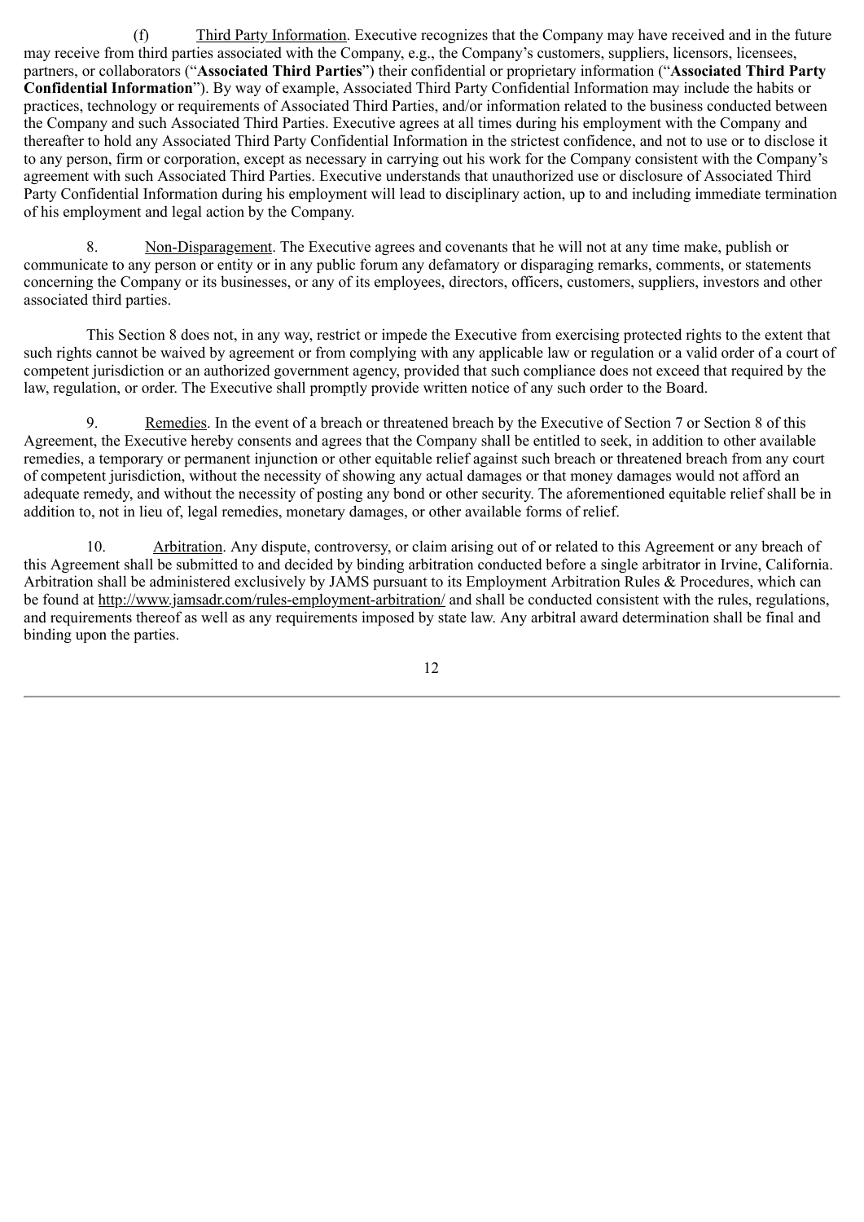(f) Third Party Information. Executive recognizes that the Company may have received and in the future may receive from third parties associated with the Company, e.g., the Company's customers, suppliers, licensors, licensees, partners, or collaborators ("**Associated Third Parties**") their confidential or proprietary information ("**Associated Third Party Confidential Information**"). By way of example, Associated Third Party Confidential Information may include the habits or practices, technology or requirements of Associated Third Parties, and/or information related to the business conducted between the Company and such Associated Third Parties. Executive agrees at all times during his employment with the Company and thereafter to hold any Associated Third Party Confidential Information in the strictest confidence, and not to use or to disclose it to any person, firm or corporation, except as necessary in carrying out his work for the Company consistent with the Company's agreement with such Associated Third Parties. Executive understands that unauthorized use or disclosure of Associated Third Party Confidential Information during his employment will lead to disciplinary action, up to and including immediate termination of his employment and legal action by the Company.

8. Non-Disparagement. The Executive agrees and covenants that he will not at any time make, publish or communicate to any person or entity or in any public forum any defamatory or disparaging remarks, comments, or statements concerning the Company or its businesses, or any of its employees, directors, officers, customers, suppliers, investors and other associated third parties.

This Section 8 does not, in any way, restrict or impede the Executive from exercising protected rights to the extent that such rights cannot be waived by agreement or from complying with any applicable law or regulation or a valid order of a court of competent jurisdiction or an authorized government agency, provided that such compliance does not exceed that required by the law, regulation, or order. The Executive shall promptly provide written notice of any such order to the Board.

9. Remedies. In the event of a breach or threatened breach by the Executive of Section 7 or Section 8 of this Agreement, the Executive hereby consents and agrees that the Company shall be entitled to seek, in addition to other available remedies, a temporary or permanent injunction or other equitable relief against such breach or threatened breach from any court of competent jurisdiction, without the necessity of showing any actual damages or that money damages would not afford an adequate remedy, and without the necessity of posting any bond or other security. The aforementioned equitable relief shall be in addition to, not in lieu of, legal remedies, monetary damages, or other available forms of relief.

10. Arbitration. Any dispute, controversy, or claim arising out of or related to this Agreement or any breach of this Agreement shall be submitted to and decided by binding arbitration conducted before a single arbitrator in Irvine, California. Arbitration shall be administered exclusively by JAMS pursuant to its Employment Arbitration Rules & Procedures, which can be found at http://www.jamsadr.com/rules-employment-arbitration/ and shall be conducted consistent with the rules, regulations, and requirements thereof as well as any requirements imposed by state law. Any arbitral award determination shall be final and binding upon the parties.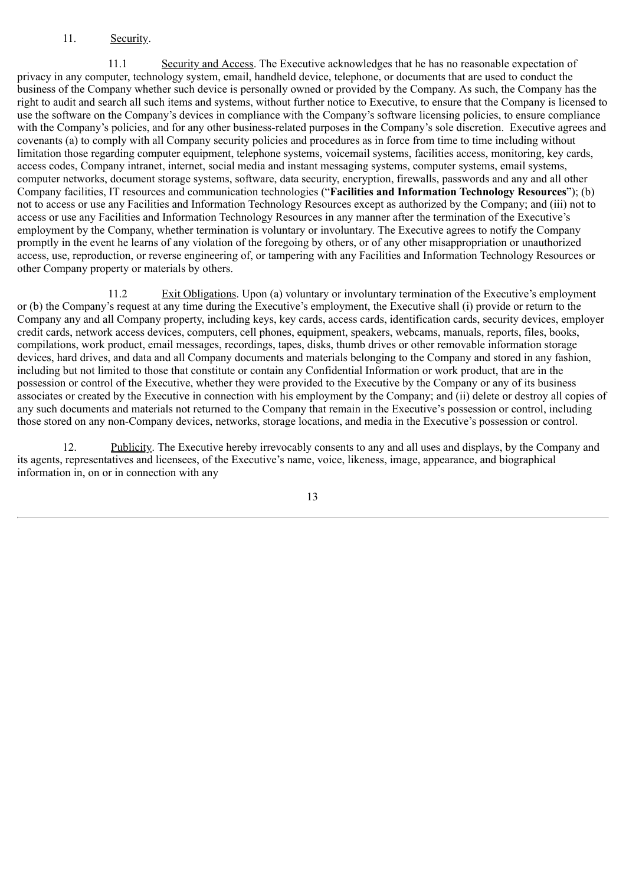11. Security.

11.1 Security and Access. The Executive acknowledges that he has no reasonable expectation of privacy in any computer, technology system, email, handheld device, telephone, or documents that are used to conduct the business of the Company whether such device is personally owned or provided by the Company. As such, the Company has the right to audit and search all such items and systems, without further notice to Executive, to ensure that the Company is licensed to use the software on the Company's devices in compliance with the Company's software licensing policies, to ensure compliance with the Company's policies, and for any other business-related purposes in the Company's sole discretion. Executive agrees and covenants (a) to comply with all Company security policies and procedures as in force from time to time including without limitation those regarding computer equipment, telephone systems, voicemail systems, facilities access, monitoring, key cards, access codes, Company intranet, internet, social media and instant messaging systems, computer systems, email systems, computer networks, document storage systems, software, data security, encryption, firewalls, passwords and any and all other Company facilities, IT resources and communication technologies ("**Facilities and Information Technology Resources**"); (b) not to access or use any Facilities and Information Technology Resources except as authorized by the Company; and (iii) not to access or use any Facilities and Information Technology Resources in any manner after the termination of the Executive's employment by the Company, whether termination is voluntary or involuntary. The Executive agrees to notify the Company promptly in the event he learns of any violation of the foregoing by others, or of any other misappropriation or unauthorized access, use, reproduction, or reverse engineering of, or tampering with any Facilities and Information Technology Resources or other Company property or materials by others.

11.2 Exit Obligations. Upon (a) voluntary or involuntary termination of the Executive's employment or (b) the Company's request at any time during the Executive's employment, the Executive shall (i) provide or return to the Company any and all Company property, including keys, key cards, access cards, identification cards, security devices, employer credit cards, network access devices, computers, cell phones, equipment, speakers, webcams, manuals, reports, files, books, compilations, work product, email messages, recordings, tapes, disks, thumb drives or other removable information storage devices, hard drives, and data and all Company documents and materials belonging to the Company and stored in any fashion, including but not limited to those that constitute or contain any Confidential Information or work product, that are in the possession or control of the Executive, whether they were provided to the Executive by the Company or any of its business associates or created by the Executive in connection with his employment by the Company; and (ii) delete or destroy all copies of any such documents and materials not returned to the Company that remain in the Executive's possession or control, including those stored on any non-Company devices, networks, storage locations, and media in the Executive's possession or control.

12. Publicity. The Executive hereby irrevocably consents to any and all uses and displays, by the Company and its agents, representatives and licensees, of the Executive's name, voice, likeness, image, appearance, and biographical information in, on or in connection with any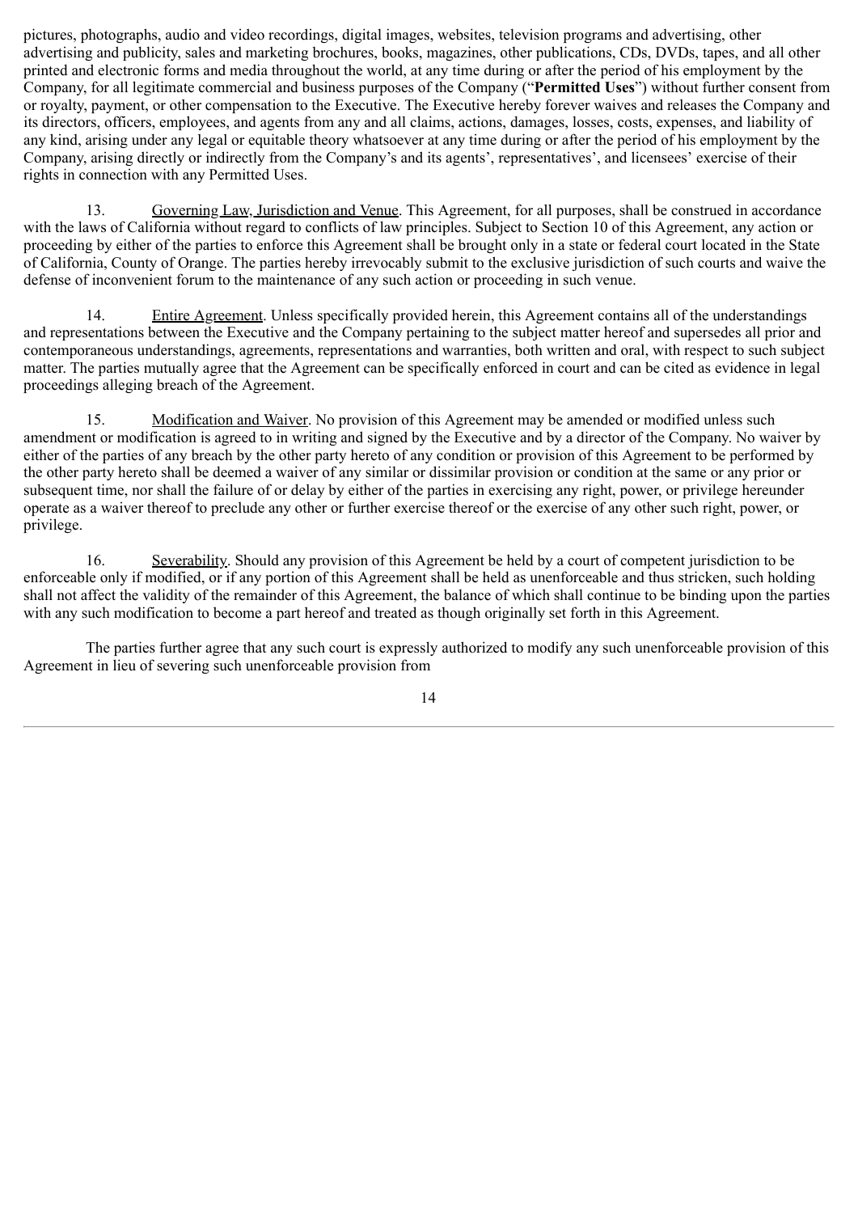pictures, photographs, audio and video recordings, digital images, websites, television programs and advertising, other advertising and publicity, sales and marketing brochures, books, magazines, other publications, CDs, DVDs, tapes, and all other printed and electronic forms and media throughout the world, at any time during or after the period of his employment by the Company, for all legitimate commercial and business purposes of the Company ("**Permitted Uses**") without further consent from or royalty, payment, or other compensation to the Executive. The Executive hereby forever waives and releases the Company and its directors, officers, employees, and agents from any and all claims, actions, damages, losses, costs, expenses, and liability of any kind, arising under any legal or equitable theory whatsoever at any time during or after the period of his employment by the Company, arising directly or indirectly from the Company's and its agents', representatives', and licensees' exercise of their rights in connection with any Permitted Uses.

13. Governing Law, Jurisdiction and Venue. This Agreement, for all purposes, shall be construed in accordance with the laws of California without regard to conflicts of law principles. Subject to Section 10 of this Agreement, any action or proceeding by either of the parties to enforce this Agreement shall be brought only in a state or federal court located in the State of California, County of Orange. The parties hereby irrevocably submit to the exclusive jurisdiction of such courts and waive the defense of inconvenient forum to the maintenance of any such action or proceeding in such venue.

14. Entire Agreement. Unless specifically provided herein, this Agreement contains all of the understandings and representations between the Executive and the Company pertaining to the subject matter hereof and supersedes all prior and contemporaneous understandings, agreements, representations and warranties, both written and oral, with respect to such subject matter. The parties mutually agree that the Agreement can be specifically enforced in court and can be cited as evidence in legal proceedings alleging breach of the Agreement.

15. Modification and Waiver. No provision of this Agreement may be amended or modified unless such amendment or modification is agreed to in writing and signed by the Executive and by a director of the Company. No waiver by either of the parties of any breach by the other party hereto of any condition or provision of this Agreement to be performed by the other party hereto shall be deemed a waiver of any similar or dissimilar provision or condition at the same or any prior or subsequent time, nor shall the failure of or delay by either of the parties in exercising any right, power, or privilege hereunder operate as a waiver thereof to preclude any other or further exercise thereof or the exercise of any other such right, power, or privilege.

16. Severability. Should any provision of this Agreement be held by a court of competent jurisdiction to be enforceable only if modified, or if any portion of this Agreement shall be held as unenforceable and thus stricken, such holding shall not affect the validity of the remainder of this Agreement, the balance of which shall continue to be binding upon the parties with any such modification to become a part hereof and treated as though originally set forth in this Agreement.

The parties further agree that any such court is expressly authorized to modify any such unenforceable provision of this Agreement in lieu of severing such unenforceable provision from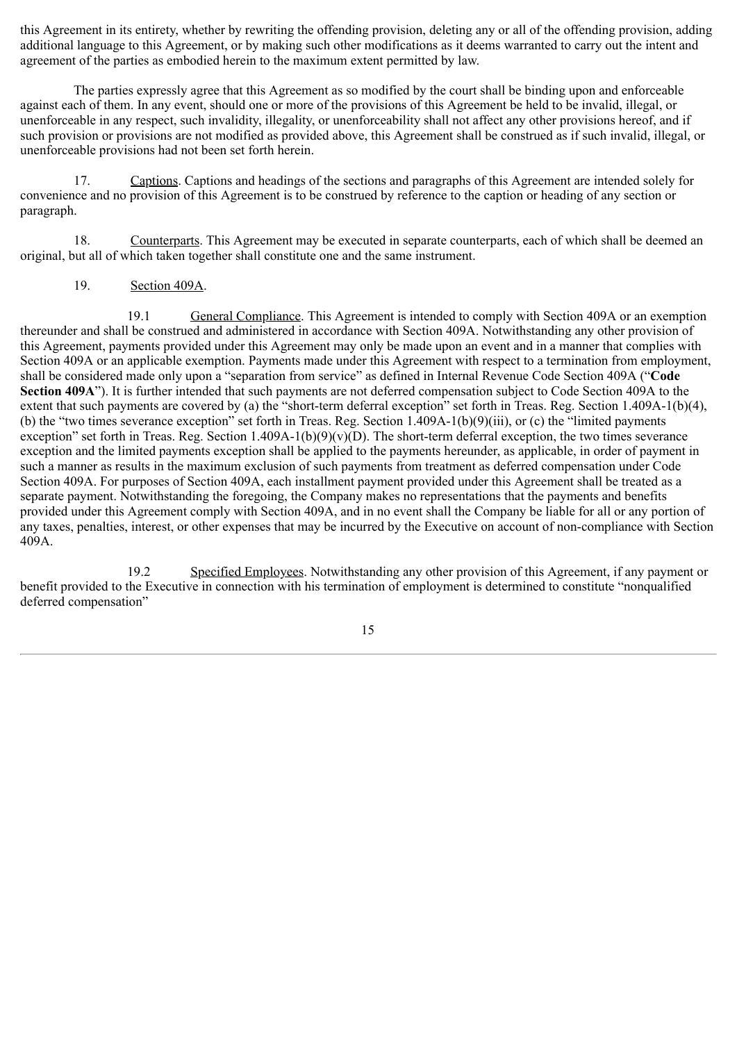this Agreement in its entirety, whether by rewriting the offending provision, deleting any or all of the offending provision, adding additional language to this Agreement, or by making such other modifications as it deems warranted to carry out the intent and agreement of the parties as embodied herein to the maximum extent permitted by law.

The parties expressly agree that this Agreement as so modified by the court shall be binding upon and enforceable against each of them. In any event, should one or more of the provisions of this Agreement be held to be invalid, illegal, or unenforceable in any respect, such invalidity, illegality, or unenforceability shall not affect any other provisions hereof, and if such provision or provisions are not modified as provided above, this Agreement shall be construed as if such invalid, illegal, or unenforceable provisions had not been set forth herein.

17. Captions. Captions and headings of the sections and paragraphs of this Agreement are intended solely for convenience and no provision of this Agreement is to be construed by reference to the caption or heading of any section or paragraph.

18. Counterparts. This Agreement may be executed in separate counterparts, each of which shall be deemed an original, but all of which taken together shall constitute one and the same instrument.

19. Section 409A.

19.1 General Compliance. This Agreement is intended to comply with Section 409A or an exemption thereunder and shall be construed and administered in accordance with Section 409A. Notwithstanding any other provision of this Agreement, payments provided under this Agreement may only be made upon an event and in a manner that complies with Section 409A or an applicable exemption. Payments made under this Agreement with respect to a termination from employment, shall be considered made only upon a "separation from service" as defined in Internal Revenue Code Section 409A ("**Code Section 409A**"). It is further intended that such payments are not deferred compensation subject to Code Section 409A to the extent that such payments are covered by (a) the "short-term deferral exception" set forth in Treas. Reg. Section 1.409A-1(b)(4), (b) the "two times severance exception" set forth in Treas. Reg. Section 1.409A-1(b)(9)(iii), or (c) the "limited payments exception" set forth in Treas. Reg. Section 1.409A-1(b)(9)(v)(D). The short-term deferral exception, the two times severance exception and the limited payments exception shall be applied to the payments hereunder, as applicable, in order of payment in such a manner as results in the maximum exclusion of such payments from treatment as deferred compensation under Code Section 409A. For purposes of Section 409A, each installment payment provided under this Agreement shall be treated as a separate payment. Notwithstanding the foregoing, the Company makes no representations that the payments and benefits provided under this Agreement comply with Section 409A, and in no event shall the Company be liable for all or any portion of any taxes, penalties, interest, or other expenses that may be incurred by the Executive on account of non-compliance with Section 409A.

19.2 Specified Employees. Notwithstanding any other provision of this Agreement, if any payment or benefit provided to the Executive in connection with his termination of employment is determined to constitute "nonqualified deferred compensation"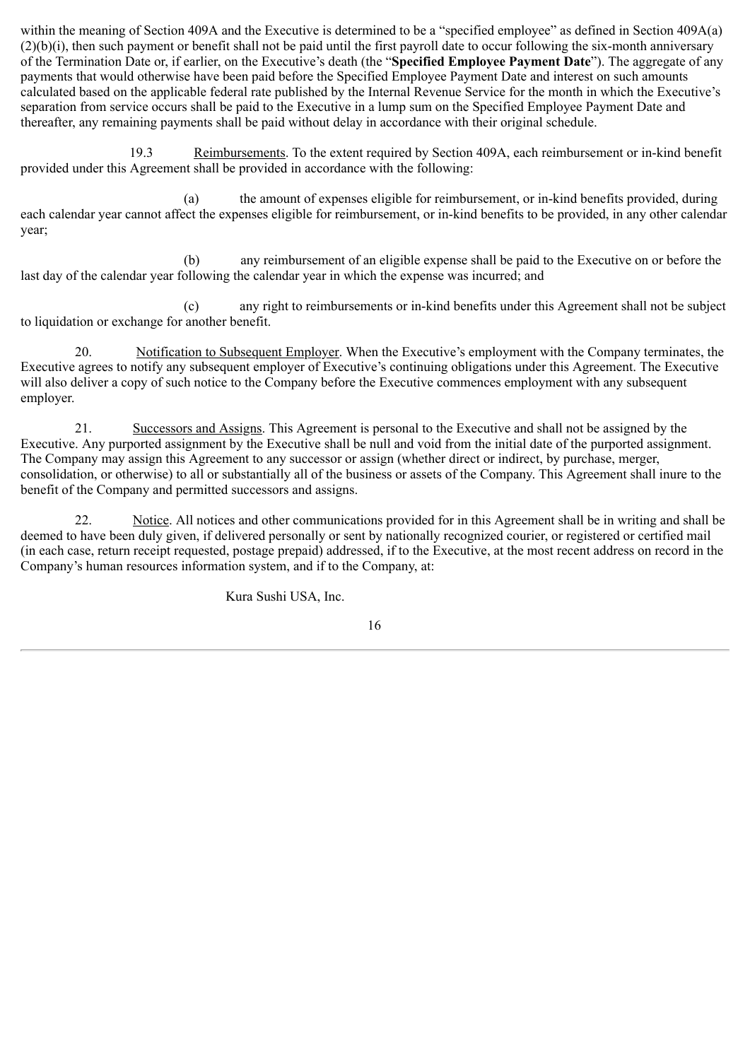within the meaning of Section 409A and the Executive is determined to be a "specified employee" as defined in Section 409A(a)(2)(b)(i), then such payment or benefit shall not be paid until the first payroll date to occur following the six-month anniversary of the Termination Date or, if earlier, on the Executive's death (the "**Specified Employee Payment Date**"). The aggregate of any payments that would otherwise have been paid before the Specified Employee Payment Date and interest on such amounts calculated based on the applicable federal rate published by the Internal Revenue Service for the month in which the Executive's separation from service occurs shall be paid to the Executive in a lump sum on the Specified Employee Payment Date and thereafter, any remaining payments shall be paid without delay in accordance with their original schedule.

19.3 Reimbursements. To the extent required by Section 409A, each reimbursement or in-kind benefit provided under this Agreement shall be provided in accordance with the following:

(a) the amount of expenses eligible for reimbursement, or in-kind benefits provided, during each calendar year cannot affect the expenses eligible for reimbursement, or in-kind benefits to be provided, in any other calendar year;

(b) any reimbursement of an eligible expense shall be paid to the Executive on or before the last day of the calendar year following the calendar year in which the expense was incurred; and

(c) any right to reimbursements or in-kind benefits under this Agreement shall not be subject to liquidation or exchange for another benefit.

20. Notification to Subsequent Employer. When the Executive's employment with the Company terminates, the Executive agrees to notify any subsequent employer of Executive's continuing obligations under this Agreement. The Executive will also deliver a copy of such notice to the Company before the Executive commences employment with any subsequent employer.

21. Successors and Assigns. This Agreement is personal to the Executive and shall not be assigned by the Executive. Any purported assignment by the Executive shall be null and void from the initial date of the purported assignment. The Company may assign this Agreement to any successor or assign (whether direct or indirect, by purchase, merger, consolidation, or otherwise) to all or substantially all of the business or assets of the Company. This Agreement shall inure to the benefit of the Company and permitted successors and assigns.

22. Notice. All notices and other communications provided for in this Agreement shall be in writing and shall be deemed to have been duly given, if delivered personally or sent by nationally recognized courier, or registered or certified mail (in each case, return receipt requested, postage prepaid) addressed, if to the Executive, at the most recent address on record in the Company's human resources information system, and if to the Company, at:

Kura Sushi USA, Inc.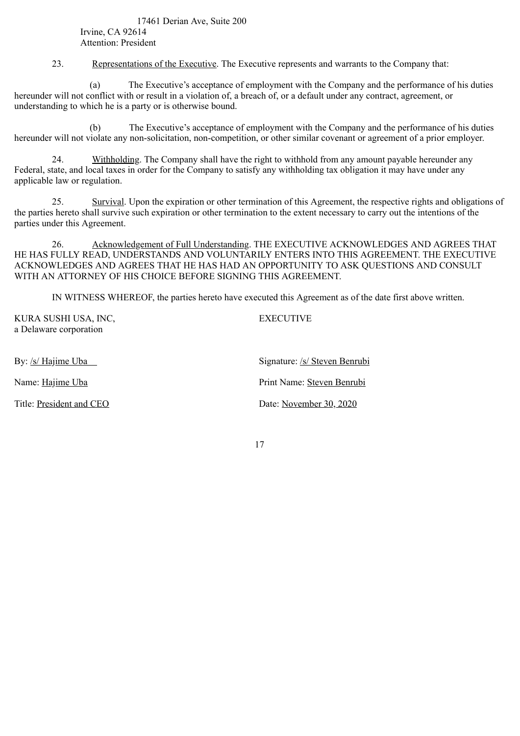17461 Derian Ave, Suite 200
Irvine, CA 92614
Attention: President

23. Representations of the Executive. The Executive represents and warrants to the Company that:

(a) The Executive's acceptance of employment with the Company and the performance of his duties hereunder will not conflict with or result in a violation of, a breach of, or a default under any contract, agreement, or understanding to which he is a party or is otherwise bound.

(b) The Executive's acceptance of employment with the Company and the performance of his duties hereunder will not violate any non-solicitation, non-competition, or other similar covenant or agreement of a prior employer.

24. Withholding. The Company shall have the right to withhold from any amount payable hereunder any Federal, state, and local taxes in order for the Company to satisfy any withholding tax obligation it may have under any applicable law or regulation.

25. Survival. Upon the expiration or other termination of this Agreement, the respective rights and obligations of the parties hereto shall survive such expiration or other termination to the extent necessary to carry out the intentions of the parties under this Agreement.

26. Acknowledgement of Full Understanding. THE EXECUTIVE ACKNOWLEDGES AND AGREES THAT HE HAS FULLY READ, UNDERSTANDS AND VOLUNTARILY ENTERS INTO THIS AGREEMENT. THE EXECUTIVE ACKNOWLEDGES AND AGREES THAT HE HAS HAD AN OPPORTUNITY TO ASK QUESTIONS AND CONSULT WITH AN ATTORNEY OF HIS CHOICE BEFORE SIGNING THIS AGREEMENT.

IN WITNESS WHEREOF, the parties hereto have executed this Agreement as of the date first above written.

KURA SUSHI USA, INC,
a Delaware corporation

By: /s/ Hajime Uba

Name: Hajime Uba

Title: President and CEO

EXECUTIVE

Signature: /s/ Steven Benrubi

Print Name: Steven Benrubi

Date: November 30, 2020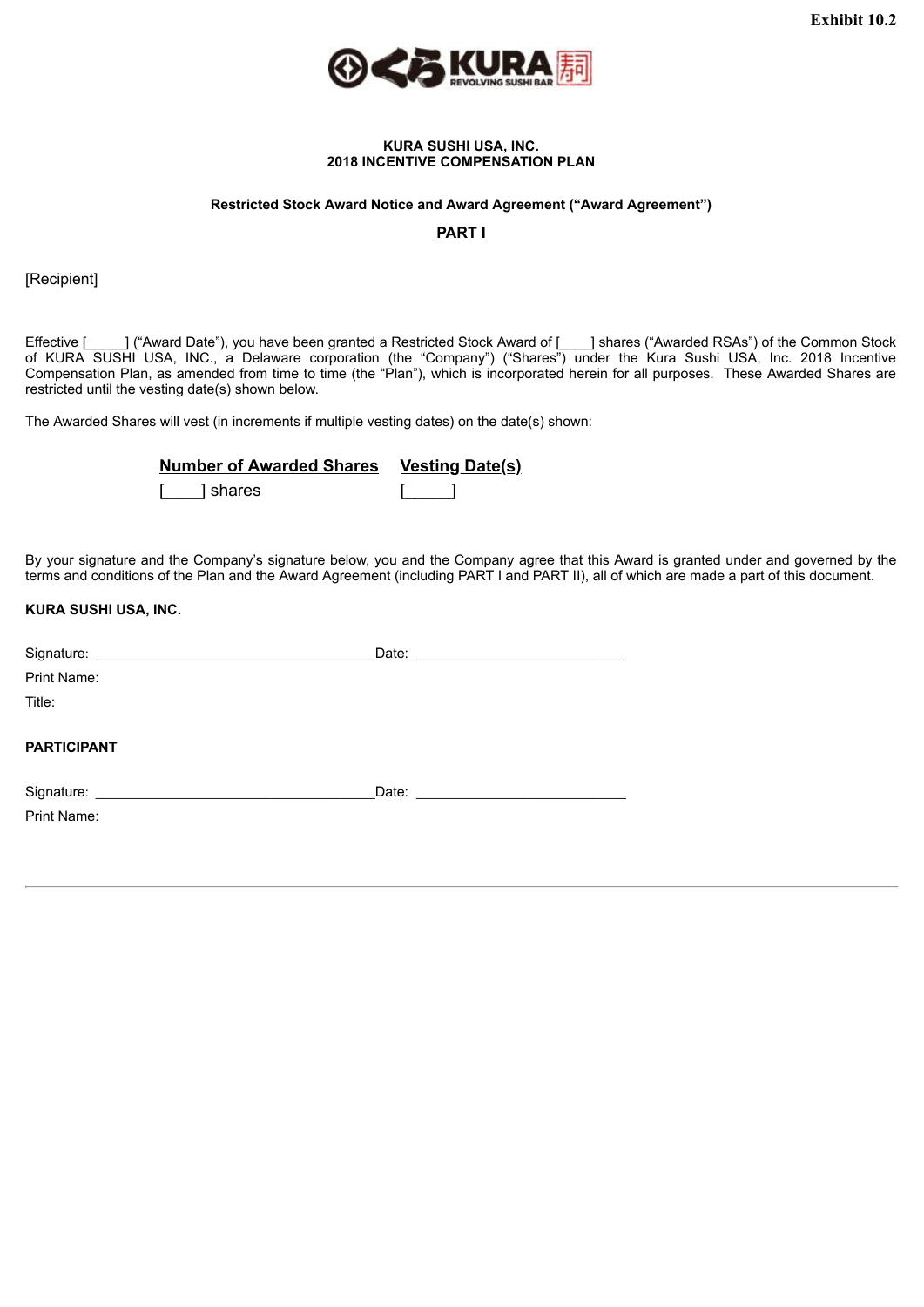Exhibit 10.2

**KURA SUSHI USA, INC.**
**2018 INCENTIVE COMPENSATION PLAN**

**Restricted Stock Award Notice and Award Agreement ("Award Agreement")**

**PART I**

[Recipient]

Effective [_____] ("Award Date"), you have been granted a Restricted Stock Award of [____] shares ("Awarded RSAs") of the Common Stock of KURA SUSHI USA, INC., a Delaware corporation (the "Company") ("Shares") under the Kura Sushi USA, Inc. 2018 Incentive Compensation Plan, as amended from time to time (the "Plan"), which is incorporated herein for all purposes. These Awarded Shares are restricted until the vesting date(s) shown below.

The Awarded Shares will vest (in increments if multiple vesting dates) on the date(s) shown:

| Number of Awarded Shares | Vesting Date(s) |
|---|---|
| [____] shares | [_____] |

By your signature and the Company's signature below, you and the Company agree that this Award is granted under and governed by the terms and conditions of the Plan and the Award Agreement (including PART I and PART II), all of which are made a part of this document.

**KURA SUSHI USA, INC.**

Signature: ___________________________________ Date: ___________________________

Print Name:

Title:

**PARTICIPANT**

Signature: ___________________________________ Date: ___________________________

Print Name: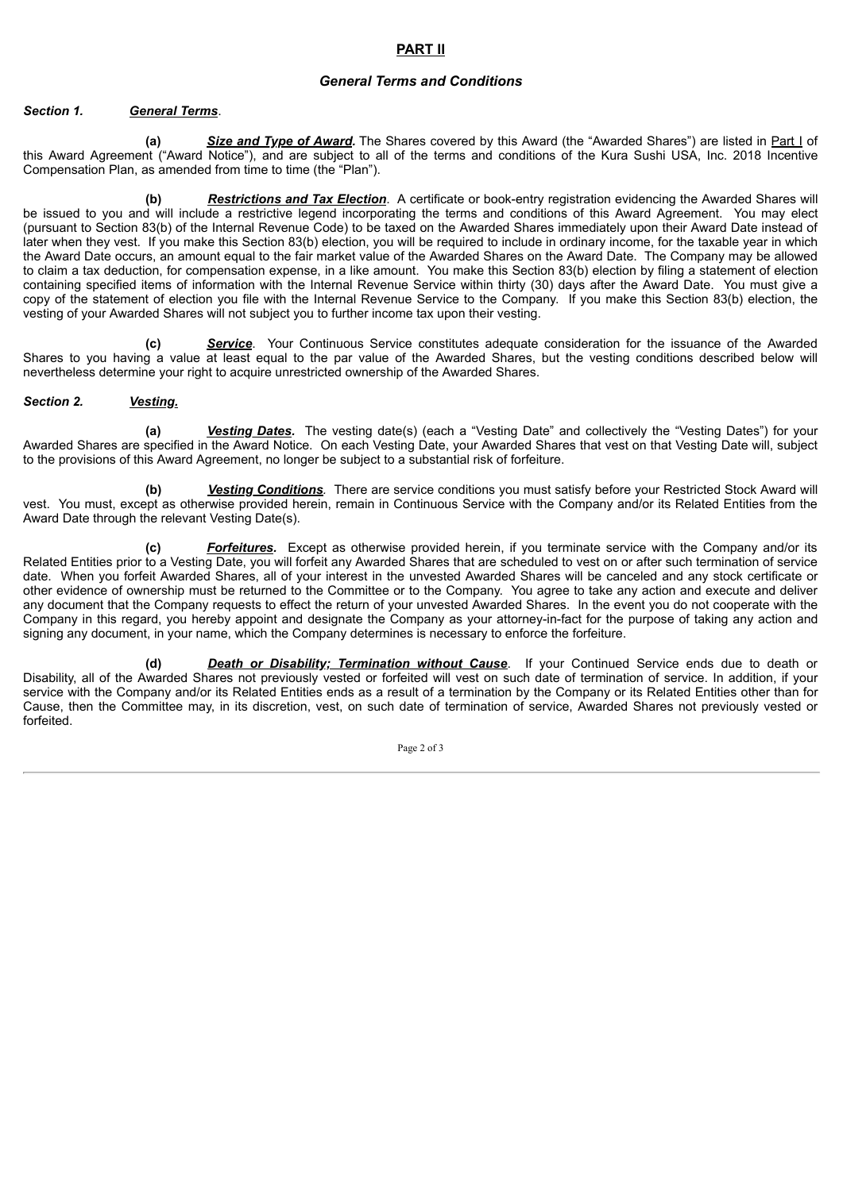## PART II

### *General Terms and Conditions*

***Section 1. General Terms***.

**(a)** ***Size and Type of Award.*** The Shares covered by this Award (the "Awarded Shares") are listed in Part I of this Award Agreement ("Award Notice"), and are subject to all of the terms and conditions of the Kura Sushi USA, Inc. 2018 Incentive Compensation Plan, as amended from time to time (the "Plan").

**(b)** ***Restrictions and Tax Election***. A certificate or book-entry registration evidencing the Awarded Shares will be issued to you and will include a restrictive legend incorporating the terms and conditions of this Award Agreement. You may elect (pursuant to Section 83(b) of the Internal Revenue Code) to be taxed on the Awarded Shares immediately upon their Award Date instead of later when they vest. If you make this Section 83(b) election, you will be required to include in ordinary income, for the taxable year in which the Award Date occurs, an amount equal to the fair market value of the Awarded Shares on the Award Date. The Company may be allowed to claim a tax deduction, for compensation expense, in a like amount. You make this Section 83(b) election by filing a statement of election containing specified items of information with the Internal Revenue Service within thirty (30) days after the Award Date. You must give a copy of the statement of election you file with the Internal Revenue Service to the Company. If you make this Section 83(b) election, the vesting of your Awarded Shares will not subject you to further income tax upon their vesting.

**(c)** ***Service***. Your Continuous Service constitutes adequate consideration for the issuance of the Awarded Shares to you having a value at least equal to the par value of the Awarded Shares, but the vesting conditions described below will nevertheless determine your right to acquire unrestricted ownership of the Awarded Shares.

***Section 2. Vesting.***

**(a)** ***Vesting Dates.*** The vesting date(s) (each a "Vesting Date" and collectively the "Vesting Dates") for your Awarded Shares are specified in the Award Notice. On each Vesting Date, your Awarded Shares that vest on that Vesting Date will, subject to the provisions of this Award Agreement, no longer be subject to a substantial risk of forfeiture.

**(b)** ***Vesting Conditions***. There are service conditions you must satisfy before your Restricted Stock Award will vest. You must, except as otherwise provided herein, remain in Continuous Service with the Company and/or its Related Entities from the Award Date through the relevant Vesting Date(s).

**(c)** ***Forfeitures.*** Except as otherwise provided herein, if you terminate service with the Company and/or its Related Entities prior to a Vesting Date, you will forfeit any Awarded Shares that are scheduled to vest on or after such termination of service date. When you forfeit Awarded Shares, all of your interest in the unvested Awarded Shares will be canceled and any stock certificate or other evidence of ownership must be returned to the Committee or to the Company. You agree to take any action and execute and deliver any document that the Company requests to effect the return of your unvested Awarded Shares. In the event you do not cooperate with the Company in this regard, you hereby appoint and designate the Company as your attorney-in-fact for the purpose of taking any action and signing any document, in your name, which the Company determines is necessary to enforce the forfeiture.

**(d)** ***Death or Disability; Termination without Cause***. If your Continued Service ends due to death or Disability, all of the Awarded Shares not previously vested or forfeited will vest on such date of termination of service. In addition, if your service with the Company and/or its Related Entities ends as a result of a termination by the Company or its Related Entities other than for Cause, then the Committee may, in its discretion, vest, on such date of termination of service, Awarded Shares not previously vested or forfeited.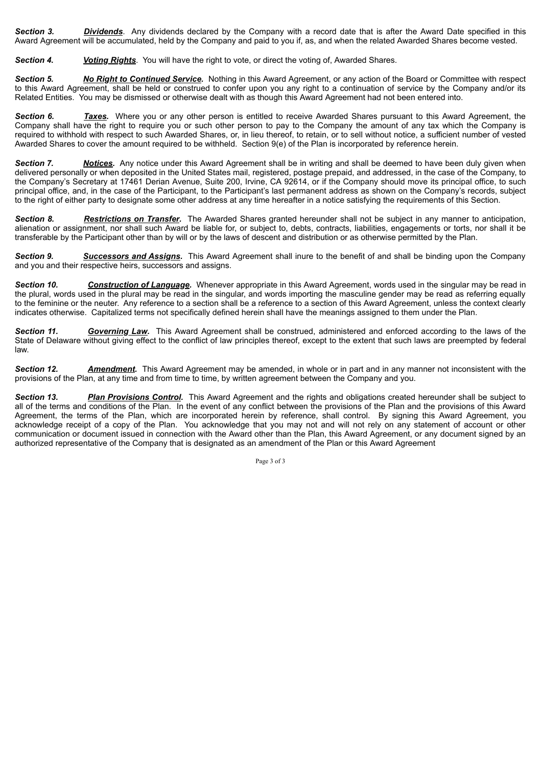***Section 3.*** ***Dividends***. Any dividends declared by the Company with a record date that is after the Award Date specified in this Award Agreement will be accumulated, held by the Company and paid to you if, as, and when the related Awarded Shares become vested.

***Section 4.*** ***Voting Rights***. You will have the right to vote, or direct the voting of, Awarded Shares.

***Section 5.*** ***No Right to Continued Service.*** Nothing in this Award Agreement, or any action of the Board or Committee with respect to this Award Agreement, shall be held or construed to confer upon you any right to a continuation of service by the Company and/or its Related Entities. You may be dismissed or otherwise dealt with as though this Award Agreement had not been entered into.

***Section 6.*** ***Taxes.*** Where you or any other person is entitled to receive Awarded Shares pursuant to this Award Agreement, the Company shall have the right to require you or such other person to pay to the Company the amount of any tax which the Company is required to withhold with respect to such Awarded Shares, or, in lieu thereof, to retain, or to sell without notice, a sufficient number of vested Awarded Shares to cover the amount required to be withheld. Section 9(e) of the Plan is incorporated by reference herein.

***Section 7.*** ***Notices.*** Any notice under this Award Agreement shall be in writing and shall be deemed to have been duly given when delivered personally or when deposited in the United States mail, registered, postage prepaid, and addressed, in the case of the Company, to the Company's Secretary at 17461 Derian Avenue, Suite 200, Irvine, CA 92614, or if the Company should move its principal office, to such principal office, and, in the case of the Participant, to the Participant's last permanent address as shown on the Company's records, subject to the right of either party to designate some other address at any time hereafter in a notice satisfying the requirements of this Section.

***Section 8.*** ***Restrictions on Transfer.*** The Awarded Shares granted hereunder shall not be subject in any manner to anticipation, alienation or assignment, nor shall such Award be liable for, or subject to, debts, contracts, liabilities, engagements or torts, nor shall it be transferable by the Participant other than by will or by the laws of descent and distribution or as otherwise permitted by the Plan.

***Section 9.*** ***Successors and Assigns.*** This Award Agreement shall inure to the benefit of and shall be binding upon the Company and you and their respective heirs, successors and assigns.

***Section 10.*** ***Construction of Language.*** Whenever appropriate in this Award Agreement, words used in the singular may be read in the plural, words used in the plural may be read in the singular, and words importing the masculine gender may be read as referring equally to the feminine or the neuter. Any reference to a section shall be a reference to a section of this Award Agreement, unless the context clearly indicates otherwise. Capitalized terms not specifically defined herein shall have the meanings assigned to them under the Plan.

***Section 11.*** ***Governing Law.*** This Award Agreement shall be construed, administered and enforced according to the laws of the State of Delaware without giving effect to the conflict of law principles thereof, except to the extent that such laws are preempted by federal law.

***Section 12.*** ***Amendment.*** This Award Agreement may be amended, in whole or in part and in any manner not inconsistent with the provisions of the Plan, at any time and from time to time, by written agreement between the Company and you.

***Section 13.*** ***Plan Provisions Control.*** This Award Agreement and the rights and obligations created hereunder shall be subject to all of the terms and conditions of the Plan. In the event of any conflict between the provisions of the Plan and the provisions of this Award Agreement, the terms of the Plan, which are incorporated herein by reference, shall control. By signing this Award Agreement, you acknowledge receipt of a copy of the Plan. You acknowledge that you may not and will not rely on any statement of account or other communication or document issued in connection with the Award other than the Plan, this Award Agreement, or any document signed by an authorized representative of the Company that is designated as an amendment of the Plan or this Award Agreement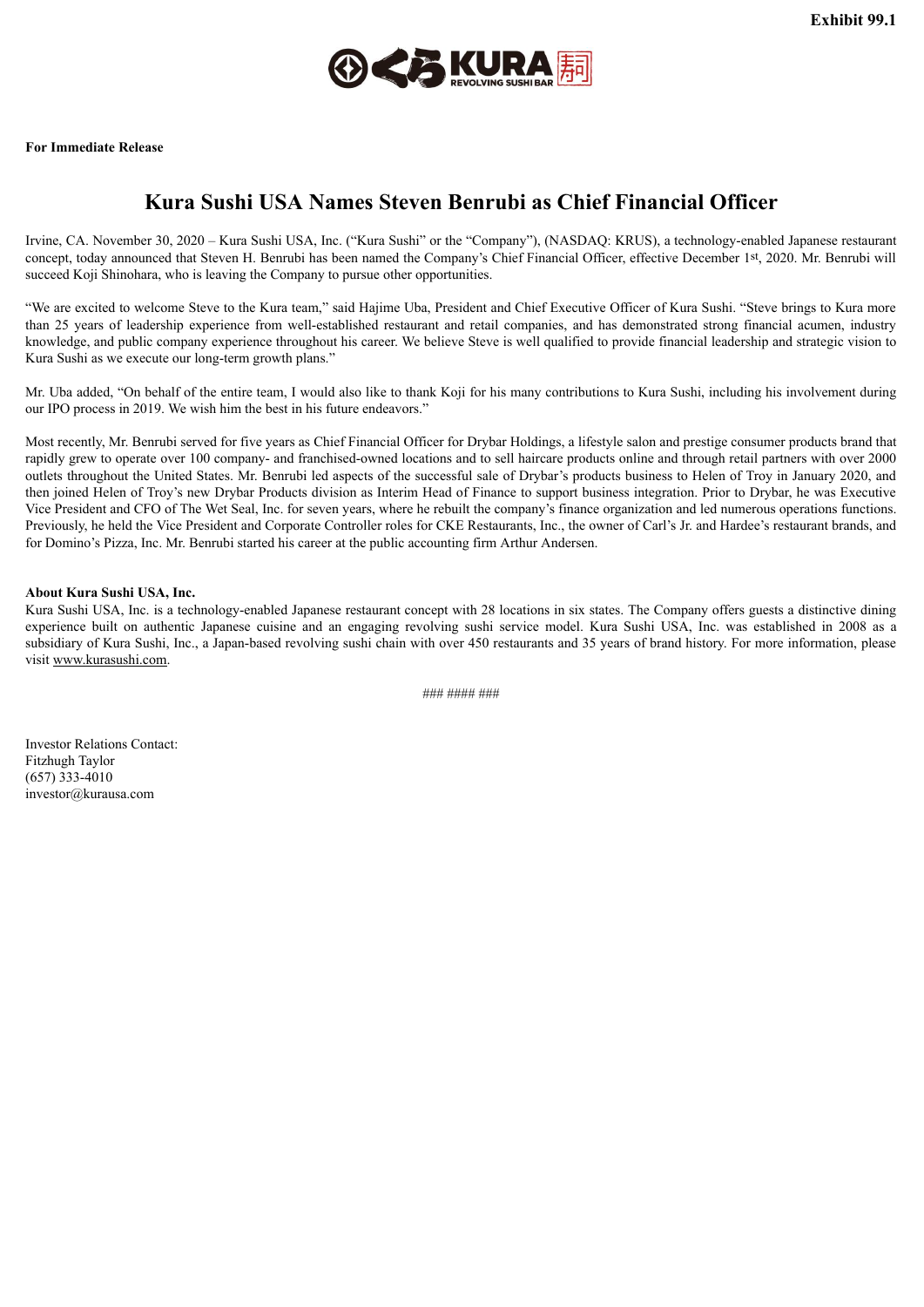**Exhibit 99.1**

**For Immediate Release**

# Kura Sushi USA Names Steven Benrubi as Chief Financial Officer

Irvine, CA. November 30, 2020 – Kura Sushi USA, Inc. ("Kura Sushi" or the "Company"), (NASDAQ: KRUS), a technology-enabled Japanese restaurant concept, today announced that Steven H. Benrubi has been named the Company's Chief Financial Officer, effective December 1st, 2020. Mr. Benrubi will succeed Koji Shinohara, who is leaving the Company to pursue other opportunities.

"We are excited to welcome Steve to the Kura team," said Hajime Uba, President and Chief Executive Officer of Kura Sushi. "Steve brings to Kura more than 25 years of leadership experience from well-established restaurant and retail companies, and has demonstrated strong financial acumen, industry knowledge, and public company experience throughout his career. We believe Steve is well qualified to provide financial leadership and strategic vision to Kura Sushi as we execute our long-term growth plans."

Mr. Uba added, "On behalf of the entire team, I would also like to thank Koji for his many contributions to Kura Sushi, including his involvement during our IPO process in 2019. We wish him the best in his future endeavors."

Most recently, Mr. Benrubi served for five years as Chief Financial Officer for Drybar Holdings, a lifestyle salon and prestige consumer products brand that rapidly grew to operate over 100 company- and franchised-owned locations and to sell haircare products online and through retail partners with over 2000 outlets throughout the United States. Mr. Benrubi led aspects of the successful sale of Drybar's products business to Helen of Troy in January 2020, and then joined Helen of Troy's new Drybar Products division as Interim Head of Finance to support business integration. Prior to Drybar, he was Executive Vice President and CFO of The Wet Seal, Inc. for seven years, where he rebuilt the company's finance organization and led numerous operations functions. Previously, he held the Vice President and Corporate Controller roles for CKE Restaurants, Inc., the owner of Carl's Jr. and Hardee's restaurant brands, and for Domino's Pizza, Inc. Mr. Benrubi started his career at the public accounting firm Arthur Andersen.

**About Kura Sushi USA, Inc.**

Kura Sushi USA, Inc. is a technology-enabled Japanese restaurant concept with 28 locations in six states. The Company offers guests a distinctive dining experience built on authentic Japanese cuisine and an engaging revolving sushi service model. Kura Sushi USA, Inc. was established in 2008 as a subsidiary of Kura Sushi, Inc., a Japan-based revolving sushi chain with over 450 restaurants and 35 years of brand history. For more information, please visit www.kurasushi.com.

### #### ###

Investor Relations Contact:
Fitzhugh Taylor
(657) 333-4010
investor@kurausa.com